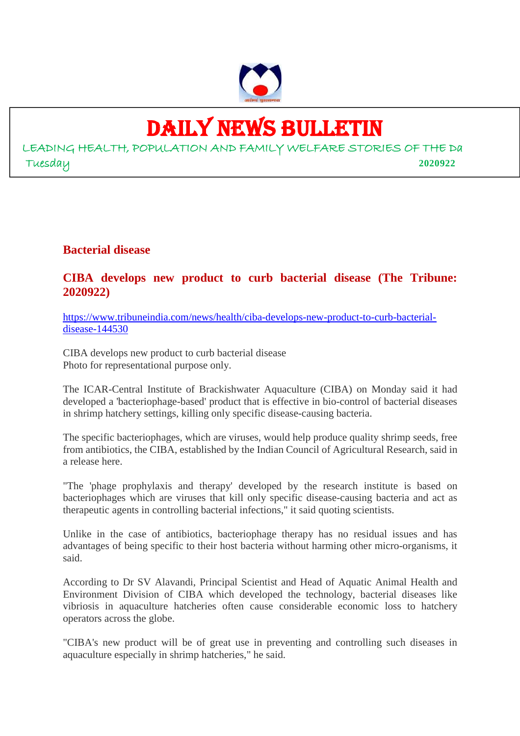# DAILY NEWS BULLETIN

LEADING HEALTH, POPULATION AND FAMILY WELFARE STORIES OF THE Da

Tuesday 2020922

## Bacterial disease

### CIBA develops new product to curb bacterial disease (The Tribune: 2020922)

https://www.tribuneindia.com/news/health/ciba-develops-new-product-to-curb-bacterial-disease-144530

CIBA develops new product to curb bacterial disease
Photo for representational purpose only.

The ICAR-Central Institute of Brackishwater Aquaculture (CIBA) on Monday said it had developed a 'bacteriophage-based' product that is effective in bio-control of bacterial diseases in shrimp hatchery settings, killing only specific disease-causing bacteria.

The specific bacteriophages, which are viruses, would help produce quality shrimp seeds, free from antibiotics, the CIBA, established by the Indian Council of Agricultural Research, said in a release here.

"The 'phage prophylaxis and therapy' developed by the research institute is based on bacteriophages which are viruses that kill only specific disease-causing bacteria and act as therapeutic agents in controlling bacterial infections," it said quoting scientists.

Unlike in the case of antibiotics, bacteriophage therapy has no residual issues and has advantages of being specific to their host bacteria without harming other micro-organisms, it said.

According to Dr SV Alavandi, Principal Scientist and Head of Aquatic Animal Health and Environment Division of CIBA which developed the technology, bacterial diseases like vibriosis in aquaculture hatcheries often cause considerable economic loss to hatchery operators across the globe.

"CIBA's new product will be of great use in preventing and controlling such diseases in aquaculture especially in shrimp hatcheries," he said.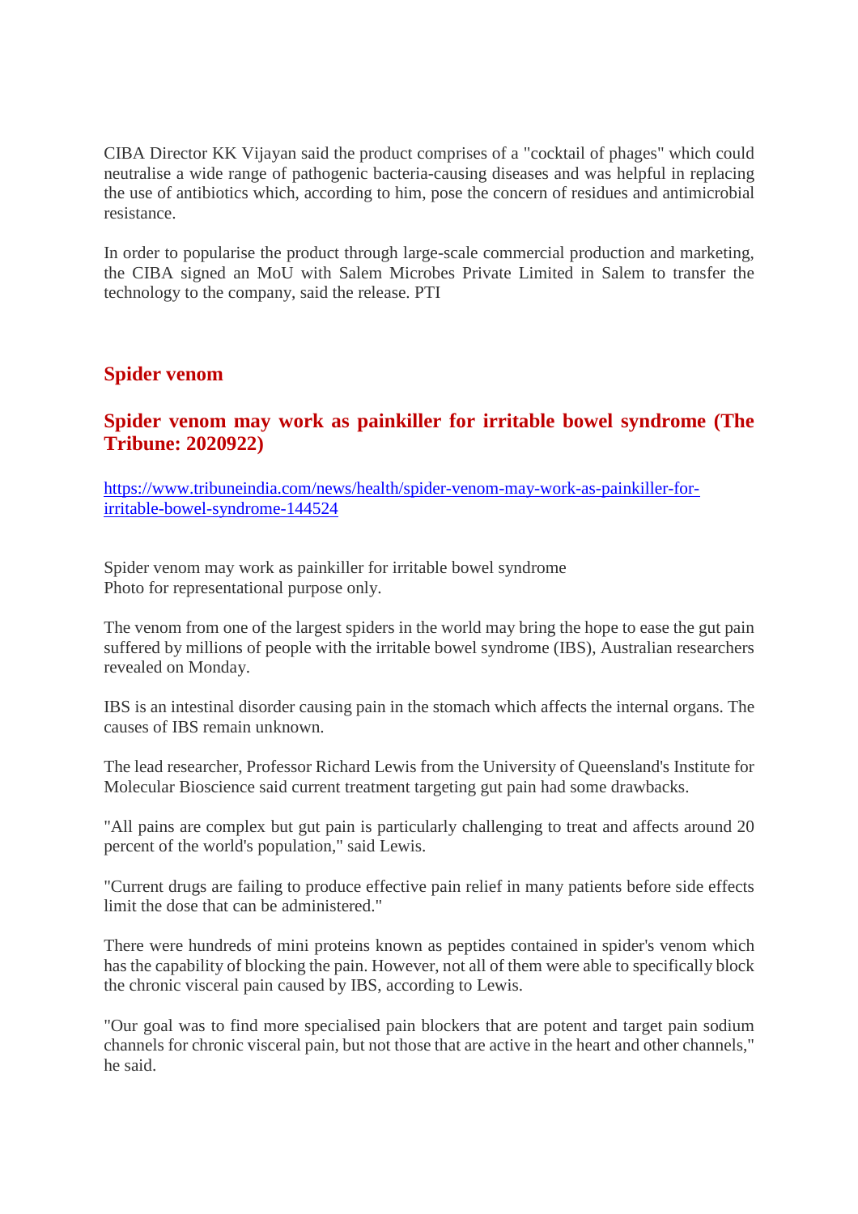CIBA Director KK Vijayan said the product comprises of a "cocktail of phages" which could neutralise a wide range of pathogenic bacteria-causing diseases and was helpful in replacing the use of antibiotics which, according to him, pose the concern of residues and antimicrobial resistance.

In order to popularise the product through large-scale commercial production and marketing, the CIBA signed an MoU with Salem Microbes Private Limited in Salem to transfer the technology to the company, said the release. PTI

## Spider venom

### Spider venom may work as painkiller for irritable bowel syndrome (The Tribune: 2020922)

https://www.tribuneindia.com/news/health/spider-venom-may-work-as-painkiller-for-irritable-bowel-syndrome-144524

Spider venom may work as painkiller for irritable bowel syndrome
Photo for representational purpose only.

The venom from one of the largest spiders in the world may bring the hope to ease the gut pain suffered by millions of people with the irritable bowel syndrome (IBS), Australian researchers revealed on Monday.

IBS is an intestinal disorder causing pain in the stomach which affects the internal organs. The causes of IBS remain unknown.

The lead researcher, Professor Richard Lewis from the University of Queensland's Institute for Molecular Bioscience said current treatment targeting gut pain had some drawbacks.

"All pains are complex but gut pain is particularly challenging to treat and affects around 20 percent of the world's population," said Lewis.

"Current drugs are failing to produce effective pain relief in many patients before side effects limit the dose that can be administered."

There were hundreds of mini proteins known as peptides contained in spider's venom which has the capability of blocking the pain. However, not all of them were able to specifically block the chronic visceral pain caused by IBS, according to Lewis.

"Our goal was to find more specialised pain blockers that are potent and target pain sodium channels for chronic visceral pain, but not those that are active in the heart and other channels," he said.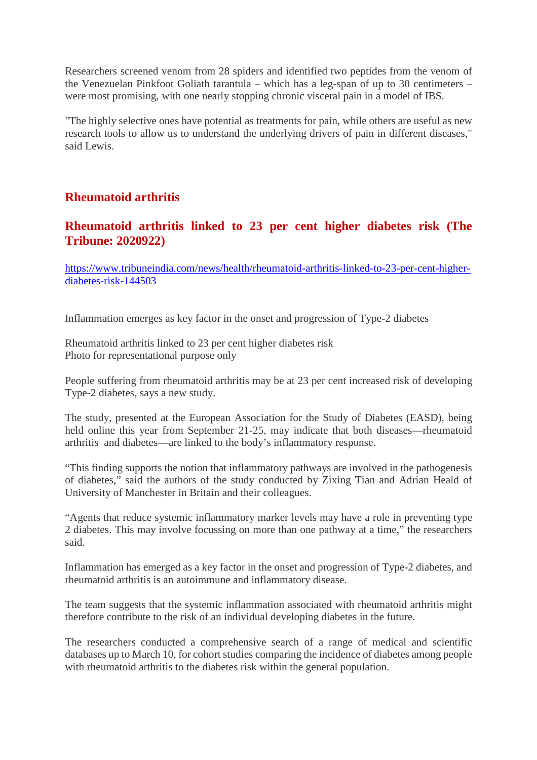Researchers screened venom from 28 spiders and identified two peptides from the venom of the Venezuelan Pinkfoot Goliath tarantula – which has a leg-span of up to 30 centimeters – were most promising, with one nearly stopping chronic visceral pain in a model of IBS.

"The highly selective ones have potential as treatments for pain, while others are useful as new research tools to allow us to understand the underlying drivers of pain in different diseases," said Lewis.

## Rheumatoid arthritis

### Rheumatoid arthritis linked to 23 per cent higher diabetes risk (The Tribune: 2020922)

https://www.tribuneindia.com/news/health/rheumatoid-arthritis-linked-to-23-per-cent-higher-diabetes-risk-144503

Inflammation emerges as key factor in the onset and progression of Type-2 diabetes

Rheumatoid arthritis linked to 23 per cent higher diabetes risk
Photo for representational purpose only

People suffering from rheumatoid arthritis may be at 23 per cent increased risk of developing Type-2 diabetes, says a new study.

The study, presented at the European Association for the Study of Diabetes (EASD), being held online this year from September 21-25, may indicate that both diseases—rheumatoid arthritis and diabetes—are linked to the body's inflammatory response.

"This finding supports the notion that inflammatory pathways are involved in the pathogenesis of diabetes," said the authors of the study conducted by Zixing Tian and Adrian Heald of University of Manchester in Britain and their colleagues.

"Agents that reduce systemic inflammatory marker levels may have a role in preventing type 2 diabetes. This may involve focussing on more than one pathway at a time," the researchers said.

Inflammation has emerged as a key factor in the onset and progression of Type-2 diabetes, and rheumatoid arthritis is an autoimmune and inflammatory disease.

The team suggests that the systemic inflammation associated with rheumatoid arthritis might therefore contribute to the risk of an individual developing diabetes in the future.

The researchers conducted a comprehensive search of a range of medical and scientific databases up to March 10, for cohort studies comparing the incidence of diabetes among people with rheumatoid arthritis to the diabetes risk within the general population.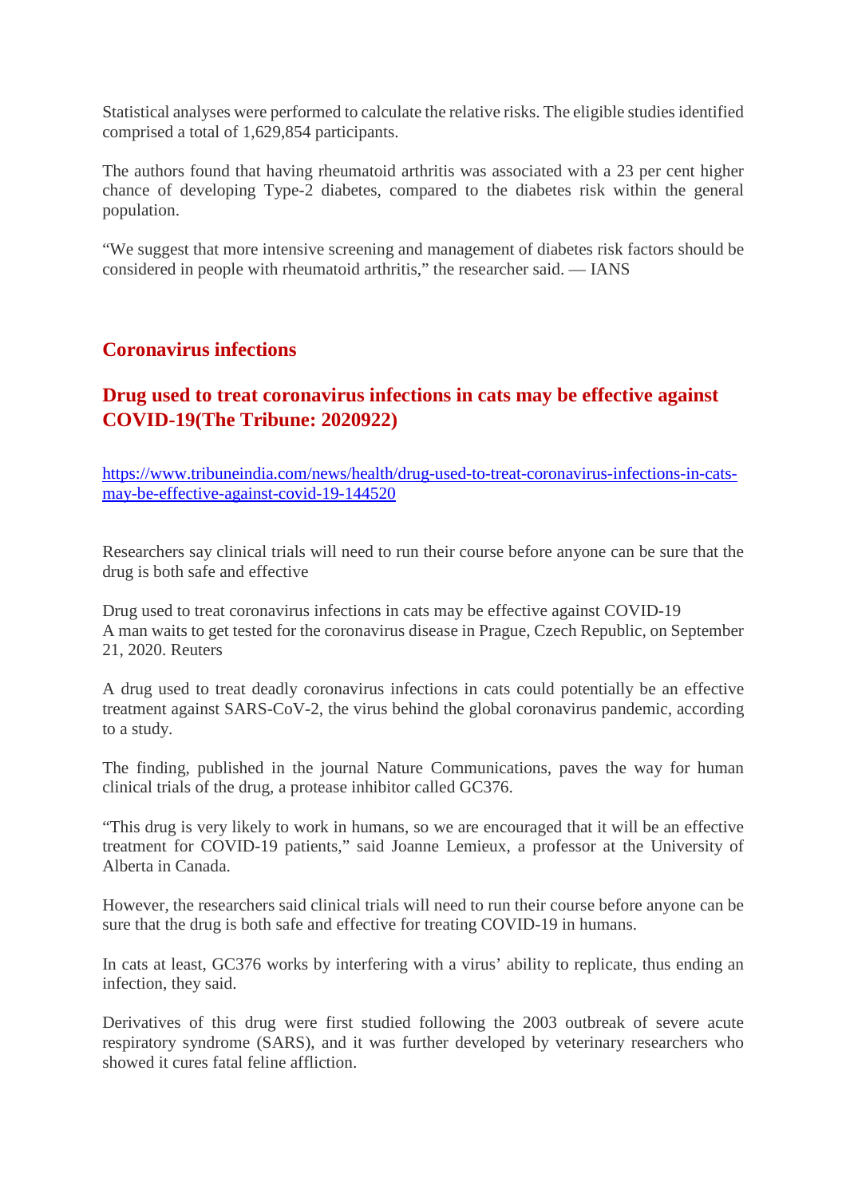Statistical analyses were performed to calculate the relative risks. The eligible studies identified comprised a total of 1,629,854 participants.

The authors found that having rheumatoid arthritis was associated with a 23 per cent higher chance of developing Type-2 diabetes, compared to the diabetes risk within the general population.

"We suggest that more intensive screening and management of diabetes risk factors should be considered in people with rheumatoid arthritis," the researcher said. — IANS

## Coronavirus infections

## Drug used to treat coronavirus infections in cats may be effective against COVID-19(The Tribune: 2020922)

https://www.tribuneindia.com/news/health/drug-used-to-treat-coronavirus-infections-in-cats-may-be-effective-against-covid-19-144520

Researchers say clinical trials will need to run their course before anyone can be sure that the drug is both safe and effective

Drug used to treat coronavirus infections in cats may be effective against COVID-19
A man waits to get tested for the coronavirus disease in Prague, Czech Republic, on September 21, 2020. Reuters

A drug used to treat deadly coronavirus infections in cats could potentially be an effective treatment against SARS-CoV-2, the virus behind the global coronavirus pandemic, according to a study.

The finding, published in the journal Nature Communications, paves the way for human clinical trials of the drug, a protease inhibitor called GC376.

"This drug is very likely to work in humans, so we are encouraged that it will be an effective treatment for COVID-19 patients," said Joanne Lemieux, a professor at the University of Alberta in Canada.

However, the researchers said clinical trials will need to run their course before anyone can be sure that the drug is both safe and effective for treating COVID-19 in humans.

In cats at least, GC376 works by interfering with a virus' ability to replicate, thus ending an infection, they said.

Derivatives of this drug were first studied following the 2003 outbreak of severe acute respiratory syndrome (SARS), and it was further developed by veterinary researchers who showed it cures fatal feline affliction.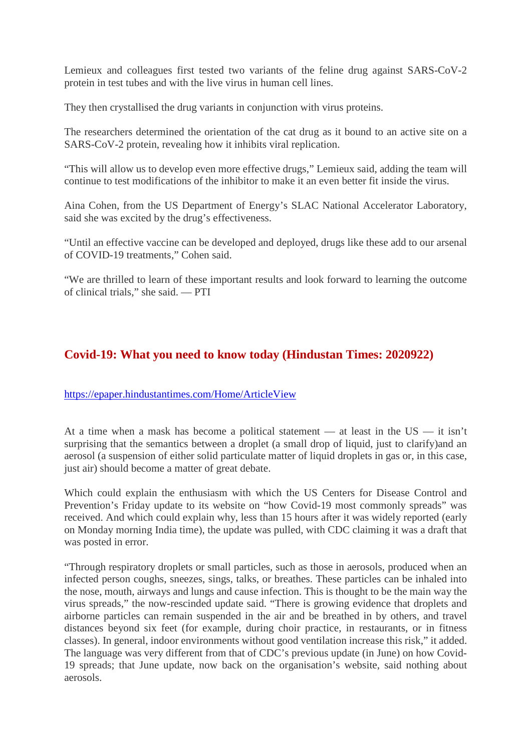Lemieux and colleagues first tested two variants of the feline drug against SARS-CoV-2 protein in test tubes and with the live virus in human cell lines.

They then crystallised the drug variants in conjunction with virus proteins.

The researchers determined the orientation of the cat drug as it bound to an active site on a SARS-CoV-2 protein, revealing how it inhibits viral replication.

“This will allow us to develop even more effective drugs,” Lemieux said, adding the team will continue to test modifications of the inhibitor to make it an even better fit inside the virus.

Aina Cohen, from the US Department of Energy’s SLAC National Accelerator Laboratory, said she was excited by the drug’s effectiveness.

“Until an effective vaccine can be developed and deployed, drugs like these add to our arsenal of COVID-19 treatments,” Cohen said.

“We are thrilled to learn of these important results and look forward to learning the outcome of clinical trials,” she said. — PTI

## Covid-19: What you need to know today (Hindustan Times: 2020922)

https://epaper.hindustantimes.com/Home/ArticleView

At a time when a mask has become a political statement — at least in the US — it isn’t surprising that the semantics between a droplet (a small drop of liquid, just to clarify)and an aerosol (a suspension of either solid particulate matter of liquid droplets in gas or, in this case, just air) should become a matter of great debate.

Which could explain the enthusiasm with which the US Centers for Disease Control and Prevention’s Friday update to its website on “how Covid-19 most commonly spreads” was received. And which could explain why, less than 15 hours after it was widely reported (early on Monday morning India time), the update was pulled, with CDC claiming it was a draft that was posted in error.

“Through respiratory droplets or small particles, such as those in aerosols, produced when an infected person coughs, sneezes, sings, talks, or breathes. These particles can be inhaled into the nose, mouth, airways and lungs and cause infection. This is thought to be the main way the virus spreads,” the now-rescinded update said. “There is growing evidence that droplets and airborne particles can remain suspended in the air and be breathed in by others, and travel distances beyond six feet (for example, during choir practice, in restaurants, or in fitness classes). In general, indoor environments without good ventilation increase this risk,” it added. The language was very different from that of CDC’s previous update (in June) on how Covid-19 spreads; that June update, now back on the organisation’s website, said nothing about aerosols.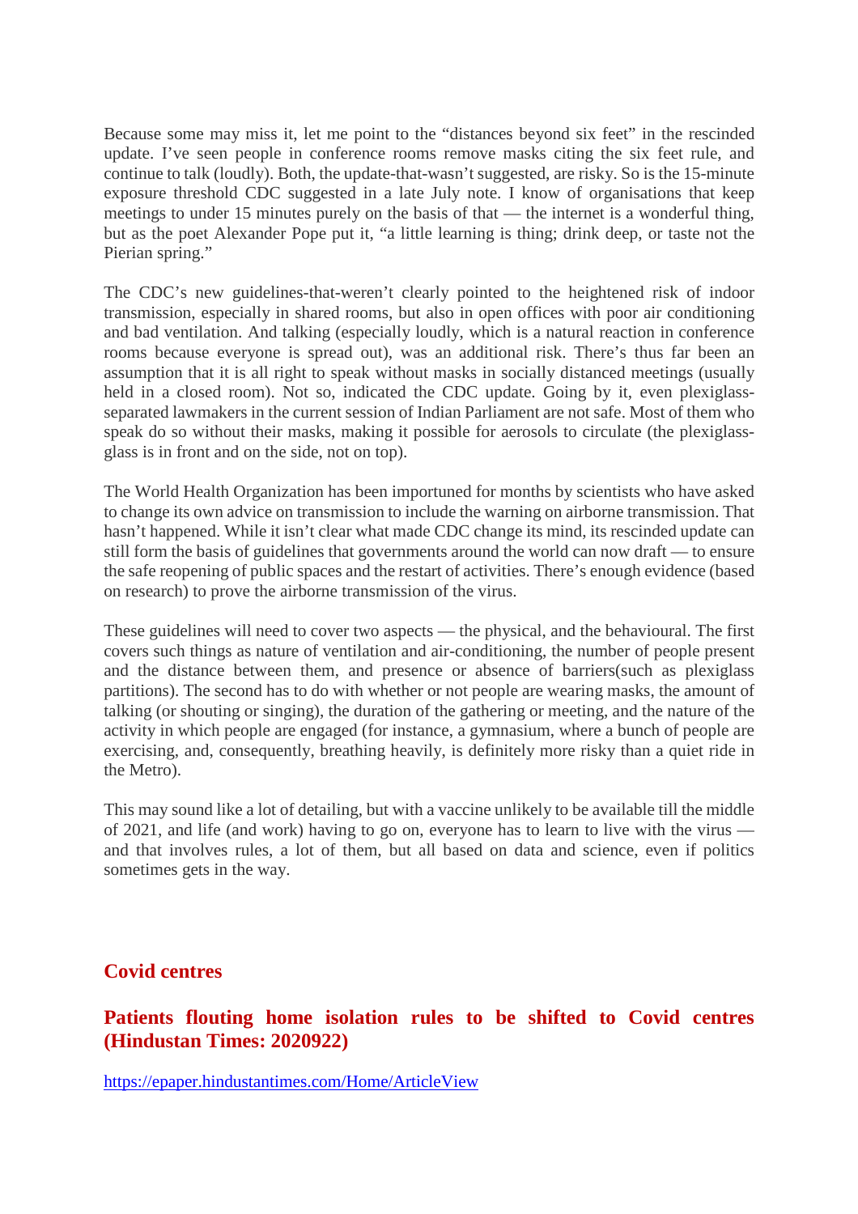Because some may miss it, let me point to the "distances beyond six feet" in the rescinded update. I've seen people in conference rooms remove masks citing the six feet rule, and continue to talk (loudly). Both, the update-that-wasn't suggested, are risky. So is the 15-minute exposure threshold CDC suggested in a late July note. I know of organisations that keep meetings to under 15 minutes purely on the basis of that — the internet is a wonderful thing, but as the poet Alexander Pope put it, "a little learning is thing; drink deep, or taste not the Pierian spring."

The CDC's new guidelines-that-weren't clearly pointed to the heightened risk of indoor transmission, especially in shared rooms, but also in open offices with poor air conditioning and bad ventilation. And talking (especially loudly, which is a natural reaction in conference rooms because everyone is spread out), was an additional risk. There's thus far been an assumption that it is all right to speak without masks in socially distanced meetings (usually held in a closed room). Not so, indicated the CDC update. Going by it, even plexiglass-separated lawmakers in the current session of Indian Parliament are not safe. Most of them who speak do so without their masks, making it possible for aerosols to circulate (the plexiglass-glass is in front and on the side, not on top).

The World Health Organization has been importuned for months by scientists who have asked to change its own advice on transmission to include the warning on airborne transmission. That hasn't happened. While it isn't clear what made CDC change its mind, its rescinded update can still form the basis of guidelines that governments around the world can now draft — to ensure the safe reopening of public spaces and the restart of activities. There's enough evidence (based on research) to prove the airborne transmission of the virus.

These guidelines will need to cover two aspects — the physical, and the behavioural. The first covers such things as nature of ventilation and air-conditioning, the number of people present and the distance between them, and presence or absence of barriers(such as plexiglass partitions). The second has to do with whether or not people are wearing masks, the amount of talking (or shouting or singing), the duration of the gathering or meeting, and the nature of the activity in which people are engaged (for instance, a gymnasium, where a bunch of people are exercising, and, consequently, breathing heavily, is definitely more risky than a quiet ride in the Metro).

This may sound like a lot of detailing, but with a vaccine unlikely to be available till the middle of 2021, and life (and work) having to go on, everyone has to learn to live with the virus — and that involves rules, a lot of them, but all based on data and science, even if politics sometimes gets in the way.

## Covid centres

### Patients flouting home isolation rules to be shifted to Covid centres (Hindustan Times: 2020922)

https://epaper.hindustantimes.com/Home/ArticleView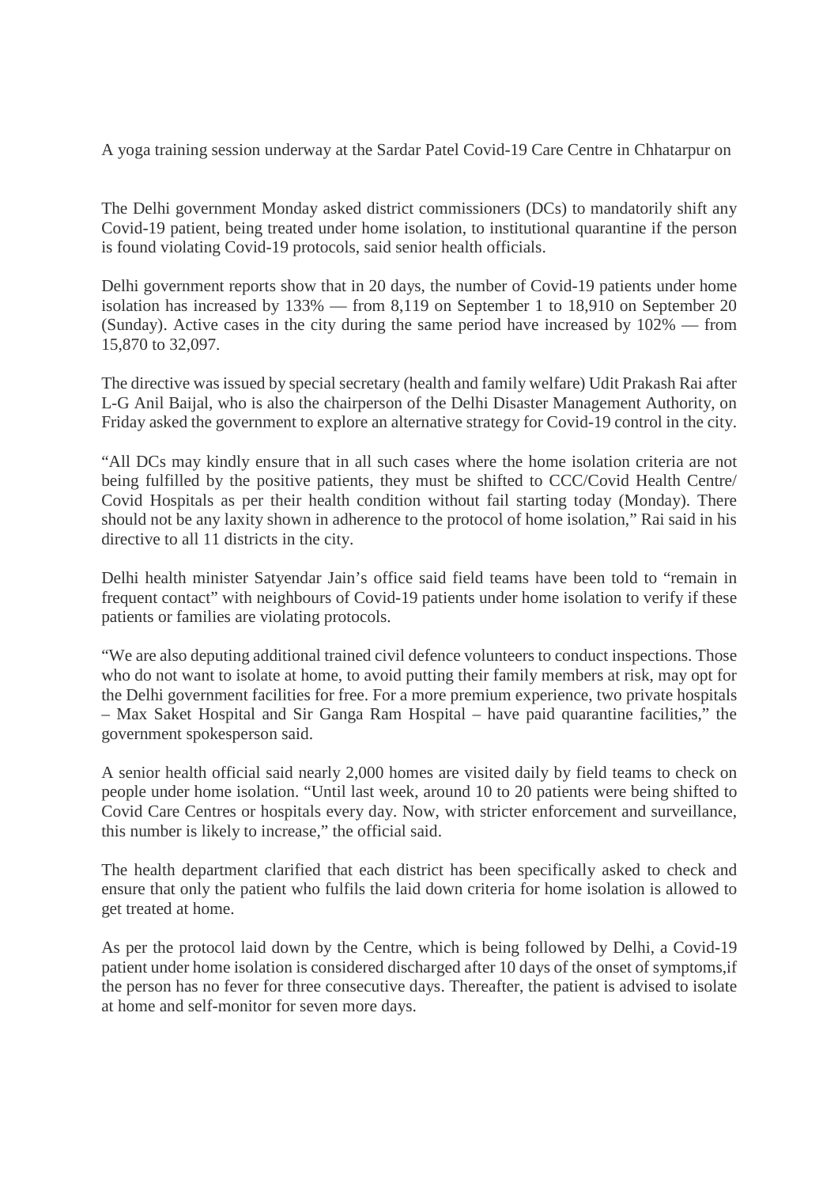A yoga training session underway at the Sardar Patel Covid-19 Care Centre in Chhatarpur on

The Delhi government Monday asked district commissioners (DCs) to mandatorily shift any Covid-19 patient, being treated under home isolation, to institutional quarantine if the person is found violating Covid-19 protocols, said senior health officials.

Delhi government reports show that in 20 days, the number of Covid-19 patients under home isolation has increased by 133% — from 8,119 on September 1 to 18,910 on September 20 (Sunday). Active cases in the city during the same period have increased by 102% — from 15,870 to 32,097.

The directive was issued by special secretary (health and family welfare) Udit Prakash Rai after L-G Anil Baijal, who is also the chairperson of the Delhi Disaster Management Authority, on Friday asked the government to explore an alternative strategy for Covid-19 control in the city.

"All DCs may kindly ensure that in all such cases where the home isolation criteria are not being fulfilled by the positive patients, they must be shifted to CCC/Covid Health Centre/ Covid Hospitals as per their health condition without fail starting today (Monday). There should not be any laxity shown in adherence to the protocol of home isolation," Rai said in his directive to all 11 districts in the city.

Delhi health minister Satyendar Jain's office said field teams have been told to "remain in frequent contact" with neighbours of Covid-19 patients under home isolation to verify if these patients or families are violating protocols.

"We are also deputing additional trained civil defence volunteers to conduct inspections. Those who do not want to isolate at home, to avoid putting their family members at risk, may opt for the Delhi government facilities for free. For a more premium experience, two private hospitals – Max Saket Hospital and Sir Ganga Ram Hospital – have paid quarantine facilities," the government spokesperson said.

A senior health official said nearly 2,000 homes are visited daily by field teams to check on people under home isolation. "Until last week, around 10 to 20 patients were being shifted to Covid Care Centres or hospitals every day. Now, with stricter enforcement and surveillance, this number is likely to increase," the official said.

The health department clarified that each district has been specifically asked to check and ensure that only the patient who fulfils the laid down criteria for home isolation is allowed to get treated at home.

As per the protocol laid down by the Centre, which is being followed by Delhi, a Covid-19 patient under home isolation is considered discharged after 10 days of the onset of symptoms,if the person has no fever for three consecutive days. Thereafter, the patient is advised to isolate at home and self-monitor for seven more days.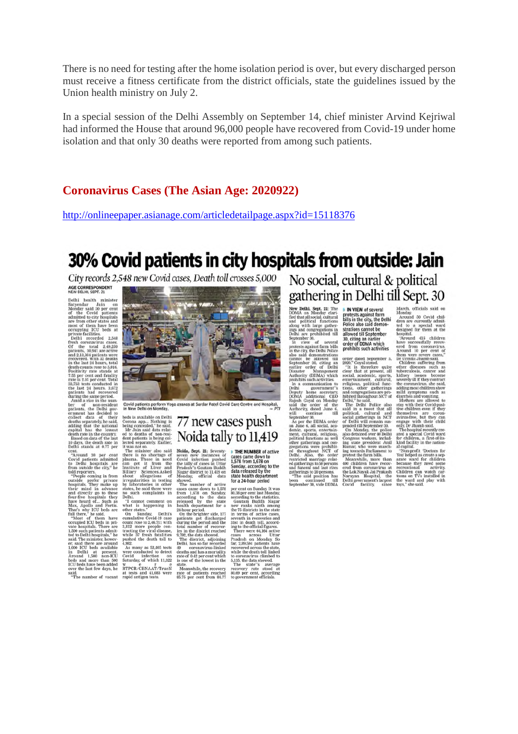There is no need for testing after the home isolation period is over, but every discharged person must receive a fitness certificate from the district officials, state the guidelines issued by the Union health ministry on July 2.

In a special session of the Delhi Assembly on September 14, chief minister Arvind Kejriwal had informed the House that around 96,000 people have recovered from Covid-19 under home isolation and that only 30 deaths were reported from among such patients.

## Coronavirus Cases (The Asian Age: 2020922)

http://onlineepaper.asianage.com/articledetailpage.aspx?id=15118376

# 30% Covid patients in city hospitals from outside: Jain

*City records 2,548 new Covid cases, Death toll crosses 5,000*

AGE CORRESPONDENT
NEW DELHI, SEPT. 21

Delhi health minister Satyendar Jain on Monday said 30 per cent of the Covid patients admitted to city hospitals are from other states and most of them have been occupying ICU beds at private facilities.

Delhi recorded 2,548 fresh coronavirus cases. Of the total 2,49,259 patients, 30,941 are active and 2,13,304 patients were recovered. With 32 deaths in the last 24 hours, total death counts rose to 5,014. Positivity rate stands at 7.55 per cent and fatality rate is 2.01 per cent. Total 33,753 tests conducted in the last 24 hours. 3,672 patients had recovered during the same period.

Amid a rise in the number of non-resident patients, the Delhi government has decided to collect data of their deaths separately, he said, adding that the national capital has the lowest death rate in the country.

Based on data of the last 10 days, the death rate in Delhi stands at 0.77 per cent.

"Around 30 per cent Covid patients admitted to Delhi hospitals are from outside the city," he told reporters.

"People coming in from outside prefer private hospitals. They make up their mind in advance and directly go to these four-five hospitals they have heard of... Such as Max, Apollo and Fortis. That's why ICU beds are full there," he said.

"Most of them have occupied ICU beds in private hospitals. There are 1,500 such patients admitted to Delhi hospitals," he said. The minister, however, said there are around 1,000 ICU beds available in Delhi at present. Around 1,500 non-ICU Covid beds and more than 500 ICU beds have been added over the last few days, he said.

"The number of vacant beds is available on Delhi Corona app... Nothing is being concealed," he said.

Mr Jain said data related to deaths of non-resident patients is being collected separately. Earlier, it was not so.

The minister also said there is no shortage of plasma. Those in need can get it from the Institute of Liver and Biliary Sciences. Asked about allegations of irregularities in testing by laboratories in other states, he said there were no such complaints in Delhi.

"I cannot comment on what is happening in other states."

On Sunday, Delhi's cumulative Covid-19 case count rose to 2,46,711 with 3,812 more people contracting the viral disease, while 37 fresh fatalities pushed the death toll to 4,982.

As many as 52,405 tests were conducted to detect Covid infection on Saturday, of which 11,322 were RTPCR/CBNAAT/TrueN at tests and 41,083 were rapid antigen tests.

Covid patients perform Yoga asanas at Sardar Patel Covid Care Centre and Hospital, in New Delhi on Monday. — PTI

# 77 new cases push Noida tally to 11,419

Noida, Sept. 21: Seventy-seven new instances of Covid infection pushed the tally of cases in Uttar Pradesh's Gautam Buddh Nagar district to 11,419 on Monday, official data showed.

The number of active cases came down to 1,578 from 1,678 on Sunday, according to the data released by the state health department for a 24-hour period.

On the brighter side, 177 patients got discharged during the period and the total number of recoveries in the district reached 9,792, the data showed.

The district, adjoining Delhi, has so far recorded 49 coronavirus-linked deaths and has a mortality rate of 0.42 per cent which is one of the lowest in the state.

Meanwhile, the recovery rate of patients reached 85.75 per cent from 84.77 per cent on Sunday. It was 80.38 per cent last Monday, according to the statistics.

Gautam Buddh Nagar now ranks ninth among the 75 districts in the state in terms of active cases, seventh in recoveries and 31st in death toll, according to the official figures.

There were 64,164 active cases across Uttar Pradesh on Monday. So far, 2,89,594 patients have recovered across the state, while the death toll linked to coronavirus climbed to 5,135, the data showed.

The state's average recovery rate stood at 80.69 per cent, according to government officials.

THE NUMBER of active cases came down to 1,578 from 1,678 on Sunday, according to the data released by the state health department for a 24-hour period

# No social, cultural & political gathering in Delhi till Sept. 30

New Delhi, Sept. 21: The DDMA on Monday clarified that all social, cultural and political functions along with large gatherings and congregations in Delhi are prohibited till September 30.

In view of several protests against farm bills in the city, the Delhi Police also said demonstrations cannot be allowed till September 30, citing an earlier order of Delhi Disaster Management Authority (DDMA) which prohibits such activities.

In a communication to Delhi government's Deputy home secretary, DDMA additional CEO Rajesh Goyal on Monday said the order of the Authority, dated June 6, will continue till September 30.

As per the DDMA order on June 6, all social, academic, sports, entertainment, cultural, religious, political functions as well other gatherings and congregations were prohibited throughout NCT of Delhi. Also, the order restricted marriage related gatherings to 50 persons and funeral and last rites gatherings to 20 persons.

"The said position has been continued till September 30, vide DDMA order dated September 3, 2020," Goyal stated.

"It is therefore quite clear that at present, all social, academic, sports, entertainment, cultural, religious, political functions, other gatherings and congregations are prohibited throughout NCT of Delhi," he said.

The Delhi Police also said in a tweet that all political, cultural and social gatherings in NCT of Delhi will remain suspended till September 30.

On Monday, the police also detained over 40 Delhi Congress workers, including state president Anil Kumar, who were marching towards Parliament to protest the farm bills.

Meanwhile, more than 400 children have recovered from coronavirus at the Lok Nayak Jai Prakash Narayan Hospital, the Delhi government's largest Covid facility since March, officials said on Monday.

Around 30 Covid children are currently admitted to a special ward designed for them at the hospital.

"Around 415 children have successfully recovered from coronavirus. Around 10 per cent of them were severe cases," Dr Urmila Jhamb said.

Children suffering from other diseases such as tuberculosis, cancer and kidney issues become severely ill if they contract the coronavirus, she said, adding most children show mild symptoms such as diarrhea and vomiting.

Mothers are allowed to stay with their Covid-positive children even if they themselves are coronavirus-free, but they can engage with their child only, Dr Jhamb said.

The hospital recently created a special Covid ward for children, a first-of-its-kind facility in the national capital.

"Non-profit 'Doctors for You' helped us create a separate ward for children because they need some recreational activity. Children can watch cartoons on TVs installed in the ward and play with toys," she said.

IN VIEW of several protests against farm bills in the city, the Delhi Police also said demonstrations cannot be allowed till September 30, citing an earlier order of DDMA which prohibits such activities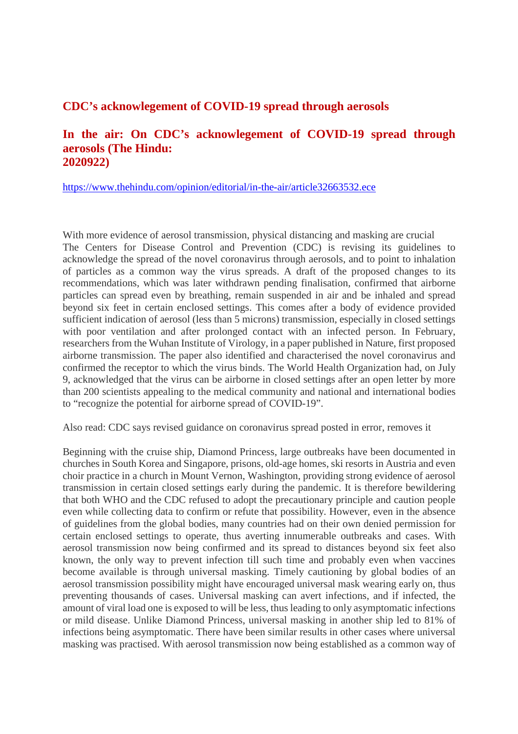## CDC's acknowlegement of COVID-19 spread through aerosols

## In the air: On CDC's acknowlegement of COVID-19 spread through aerosols (The Hindu: 2020922)

https://www.thehindu.com/opinion/editorial/in-the-air/article32663532.ece

With more evidence of aerosol transmission, physical distancing and masking are crucial
The Centers for Disease Control and Prevention (CDC) is revising its guidelines to acknowledge the spread of the novel coronavirus through aerosols, and to point to inhalation of particles as a common way the virus spreads. A draft of the proposed changes to its recommendations, which was later withdrawn pending finalisation, confirmed that airborne particles can spread even by breathing, remain suspended in air and be inhaled and spread beyond six feet in certain enclosed settings. This comes after a body of evidence provided sufficient indication of aerosol (less than 5 microns) transmission, especially in closed settings with poor ventilation and after prolonged contact with an infected person. In February, researchers from the Wuhan Institute of Virology, in a paper published in Nature, first proposed airborne transmission. The paper also identified and characterised the novel coronavirus and confirmed the receptor to which the virus binds. The World Health Organization had, on July 9, acknowledged that the virus can be airborne in closed settings after an open letter by more than 200 scientists appealing to the medical community and national and international bodies to "recognize the potential for airborne spread of COVID-19".

Also read: CDC says revised guidance on coronavirus spread posted in error, removes it

Beginning with the cruise ship, Diamond Princess, large outbreaks have been documented in churches in South Korea and Singapore, prisons, old-age homes, ski resorts in Austria and even choir practice in a church in Mount Vernon, Washington, providing strong evidence of aerosol transmission in certain closed settings early during the pandemic. It is therefore bewildering that both WHO and the CDC refused to adopt the precautionary principle and caution people even while collecting data to confirm or refute that possibility. However, even in the absence of guidelines from the global bodies, many countries had on their own denied permission for certain enclosed settings to operate, thus averting innumerable outbreaks and cases. With aerosol transmission now being confirmed and its spread to distances beyond six feet also known, the only way to prevent infection till such time and probably even when vaccines become available is through universal masking. Timely cautioning by global bodies of an aerosol transmission possibility might have encouraged universal mask wearing early on, thus preventing thousands of cases. Universal masking can avert infections, and if infected, the amount of viral load one is exposed to will be less, thus leading to only asymptomatic infections or mild disease. Unlike Diamond Princess, universal masking in another ship led to 81% of infections being asymptomatic. There have been similar results in other cases where universal masking was practised. With aerosol transmission now being established as a common way of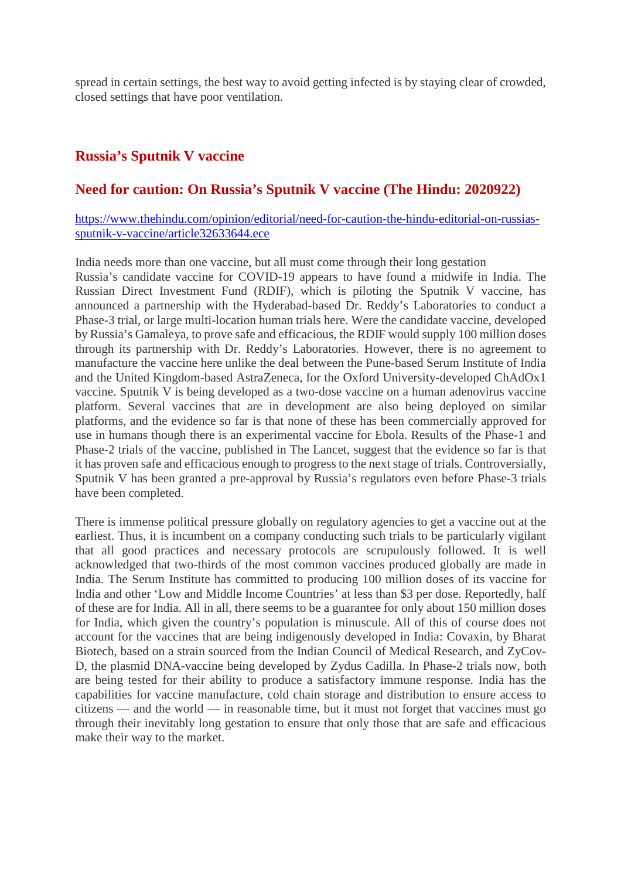spread in certain settings, the best way to avoid getting infected is by staying clear of crowded, closed settings that have poor ventilation.

## Russia's Sputnik V vaccine

## Need for caution: On Russia's Sputnik V vaccine (The Hindu: 2020922)

[https://www.thehindu.com/opinion/editorial/need-for-caution-the-hindu-editorial-on-russias-sputnik-v-vaccine/article32633644.ece](https://www.thehindu.com/opinion/editorial/need-for-caution-the-hindu-editorial-on-russias-sputnik-v-vaccine/article32633644.ece)

India needs more than one vaccine, but all must come through their long gestation
Russia's candidate vaccine for COVID-19 appears to have found a midwife in India. The Russian Direct Investment Fund (RDIF), which is piloting the Sputnik V vaccine, has announced a partnership with the Hyderabad-based Dr. Reddy's Laboratories to conduct a Phase-3 trial, or large multi-location human trials here. Were the candidate vaccine, developed by Russia's Gamaleya, to prove safe and efficacious, the RDIF would supply 100 million doses through its partnership with Dr. Reddy's Laboratories. However, there is no agreement to manufacture the vaccine here unlike the deal between the Pune-based Serum Institute of India and the United Kingdom-based AstraZeneca, for the Oxford University-developed ChAdOx1 vaccine. Sputnik V is being developed as a two-dose vaccine on a human adenovirus vaccine platform. Several vaccines that are in development are also being deployed on similar platforms, and the evidence so far is that none of these has been commercially approved for use in humans though there is an experimental vaccine for Ebola. Results of the Phase-1 and Phase-2 trials of the vaccine, published in The Lancet, suggest that the evidence so far is that it has proven safe and efficacious enough to progress to the next stage of trials. Controversially, Sputnik V has been granted a pre-approval by Russia's regulators even before Phase-3 trials have been completed.

There is immense political pressure globally on regulatory agencies to get a vaccine out at the earliest. Thus, it is incumbent on a company conducting such trials to be particularly vigilant that all good practices and necessary protocols are scrupulously followed. It is well acknowledged that two-thirds of the most common vaccines produced globally are made in India. The Serum Institute has committed to producing 100 million doses of its vaccine for India and other 'Low and Middle Income Countries' at less than $3 per dose. Reportedly, half of these are for India. All in all, there seems to be a guarantee for only about 150 million doses for India, which given the country's population is minuscule. All of this of course does not account for the vaccines that are being indigenously developed in India: Covaxin, by Bharat Biotech, based on a strain sourced from the Indian Council of Medical Research, and ZyCov-D, the plasmid DNA-vaccine being developed by Zydus Cadilla. In Phase-2 trials now, both are being tested for their ability to produce a satisfactory immune response. India has the capabilities for vaccine manufacture, cold chain storage and distribution to ensure access to citizens — and the world — in reasonable time, but it must not forget that vaccines must go through their inevitably long gestation to ensure that only those that are safe and efficacious make their way to the market.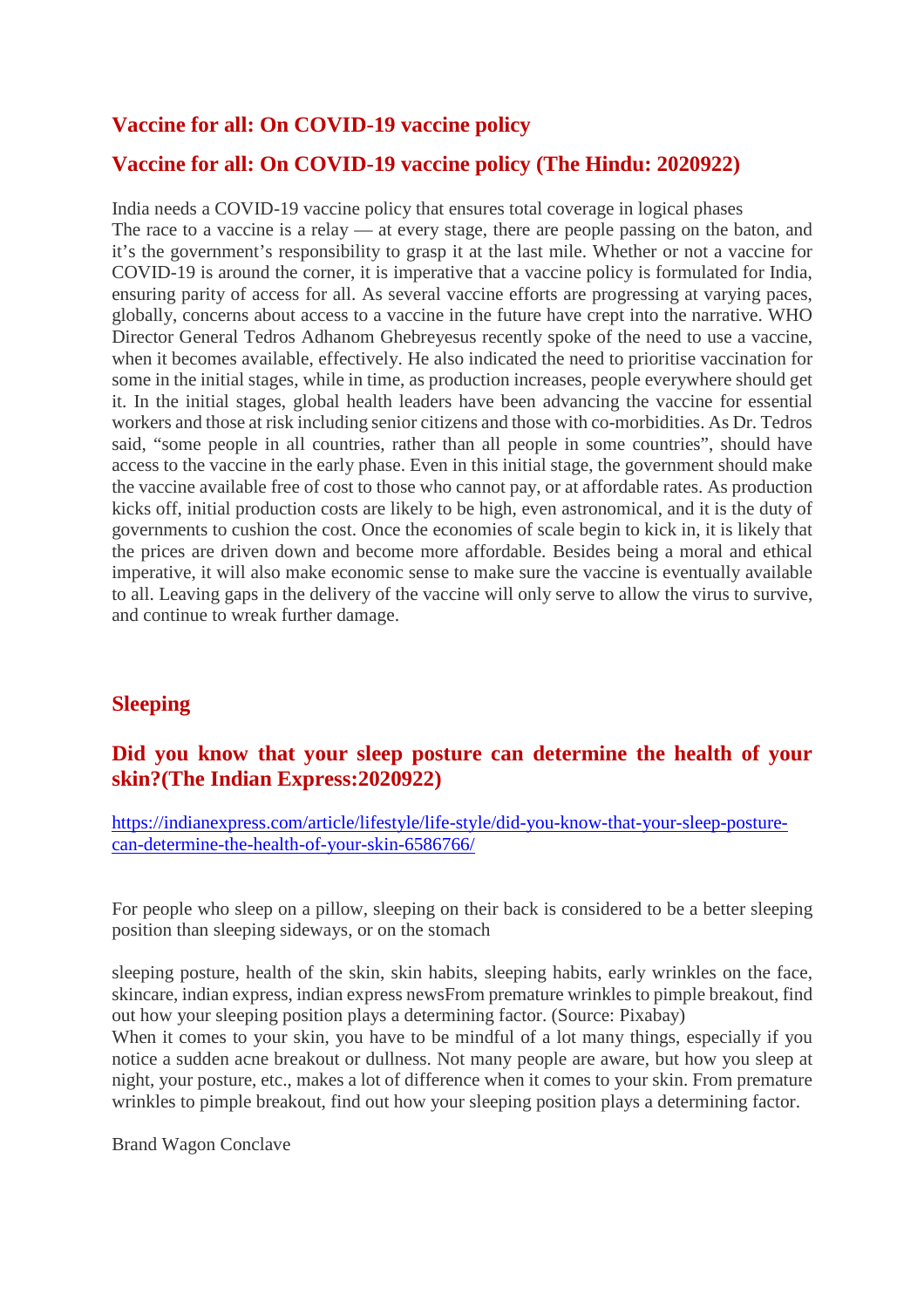## Vaccine for all: On COVID-19 vaccine policy

## Vaccine for all: On COVID-19 vaccine policy (The Hindu: 2020922)

India needs a COVID-19 vaccine policy that ensures total coverage in logical phases
The race to a vaccine is a relay — at every stage, there are people passing on the baton, and it's the government's responsibility to grasp it at the last mile. Whether or not a vaccine for COVID-19 is around the corner, it is imperative that a vaccine policy is formulated for India, ensuring parity of access for all. As several vaccine efforts are progressing at varying paces, globally, concerns about access to a vaccine in the future have crept into the narrative. WHO Director General Tedros Adhanom Ghebreyesus recently spoke of the need to use a vaccine, when it becomes available, effectively. He also indicated the need to prioritise vaccination for some in the initial stages, while in time, as production increases, people everywhere should get it. In the initial stages, global health leaders have been advancing the vaccine for essential workers and those at risk including senior citizens and those with co-morbidities. As Dr. Tedros said, "some people in all countries, rather than all people in some countries", should have access to the vaccine in the early phase. Even in this initial stage, the government should make the vaccine available free of cost to those who cannot pay, or at affordable rates. As production kicks off, initial production costs are likely to be high, even astronomical, and it is the duty of governments to cushion the cost. Once the economies of scale begin to kick in, it is likely that the prices are driven down and become more affordable. Besides being a moral and ethical imperative, it will also make economic sense to make sure the vaccine is eventually available to all. Leaving gaps in the delivery of the vaccine will only serve to allow the virus to survive, and continue to wreak further damage.

## Sleeping

## Did you know that your sleep posture can determine the health of your skin?(The Indian Express:2020922)

https://indianexpress.com/article/lifestyle/life-style/did-you-know-that-your-sleep-posture-can-determine-the-health-of-your-skin-6586766/

For people who sleep on a pillow, sleeping on their back is considered to be a better sleeping position than sleeping sideways, or on the stomach

sleeping posture, health of the skin, skin habits, sleeping habits, early wrinkles on the face, skincare, indian express, indian express newsFrom premature wrinkles to pimple breakout, find out how your sleeping position plays a determining factor. (Source: Pixabay)
When it comes to your skin, you have to be mindful of a lot many things, especially if you notice a sudden acne breakout or dullness. Not many people are aware, but how you sleep at night, your posture, etc., makes a lot of difference when it comes to your skin. From premature wrinkles to pimple breakout, find out how your sleeping position plays a determining factor.

Brand Wagon Conclave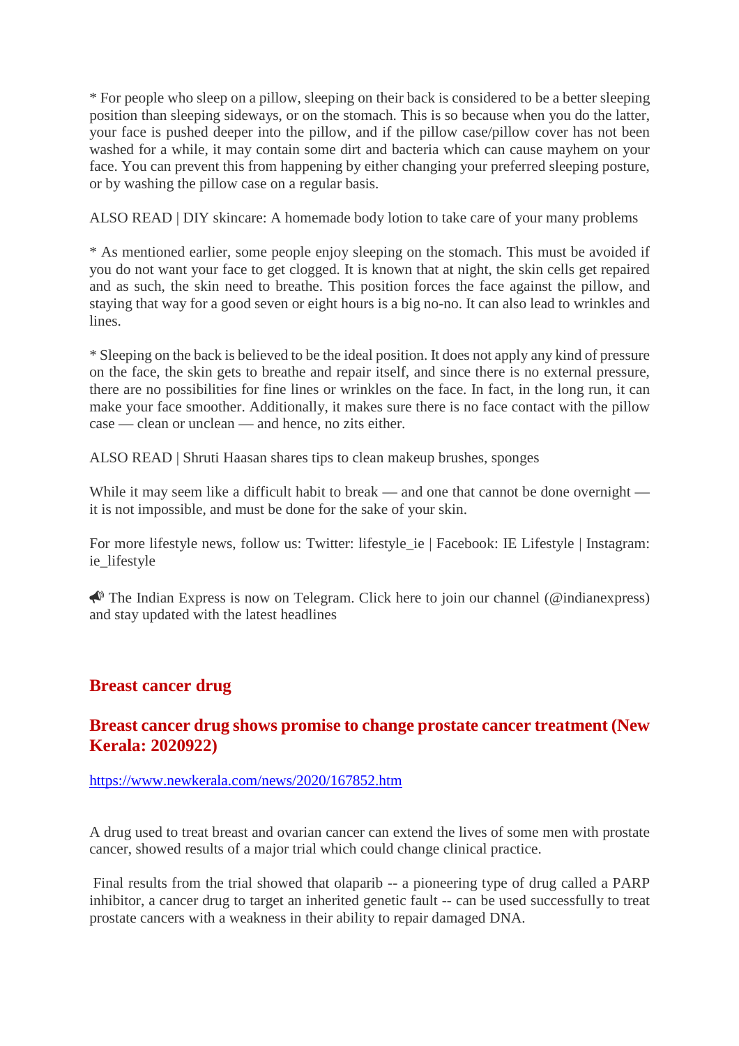* For people who sleep on a pillow, sleeping on their back is considered to be a better sleeping position than sleeping sideways, or on the stomach. This is so because when you do the latter, your face is pushed deeper into the pillow, and if the pillow case/pillow cover has not been washed for a while, it may contain some dirt and bacteria which can cause mayhem on your face. You can prevent this from happening by either changing your preferred sleeping posture, or by washing the pillow case on a regular basis.

ALSO READ | DIY skincare: A homemade body lotion to take care of your many problems

* As mentioned earlier, some people enjoy sleeping on the stomach. This must be avoided if you do not want your face to get clogged. It is known that at night, the skin cells get repaired and as such, the skin need to breathe. This position forces the face against the pillow, and staying that way for a good seven or eight hours is a big no-no. It can also lead to wrinkles and lines.

* Sleeping on the back is believed to be the ideal position. It does not apply any kind of pressure on the face, the skin gets to breathe and repair itself, and since there is no external pressure, there are no possibilities for fine lines or wrinkles on the face. In fact, in the long run, it can make your face smoother. Additionally, it makes sure there is no face contact with the pillow case — clean or unclean — and hence, no zits either.

ALSO READ | Shruti Haasan shares tips to clean makeup brushes, sponges

While it may seem like a difficult habit to break — and one that cannot be done overnight — it is not impossible, and must be done for the sake of your skin.

For more lifestyle news, follow us: Twitter: lifestyle_ie | Facebook: IE Lifestyle | Instagram: ie_lifestyle

📣 The Indian Express is now on Telegram. Click here to join our channel (@indianexpress) and stay updated with the latest headlines

## Breast cancer drug

### Breast cancer drug shows promise to change prostate cancer treatment (New Kerala: 2020922)

https://www.newkerala.com/news/2020/167852.htm

A drug used to treat breast and ovarian cancer can extend the lives of some men with prostate cancer, showed results of a major trial which could change clinical practice.

Final results from the trial showed that olaparib -- a pioneering type of drug called a PARP inhibitor, a cancer drug to target an inherited genetic fault -- can be used successfully to treat prostate cancers with a weakness in their ability to repair damaged DNA.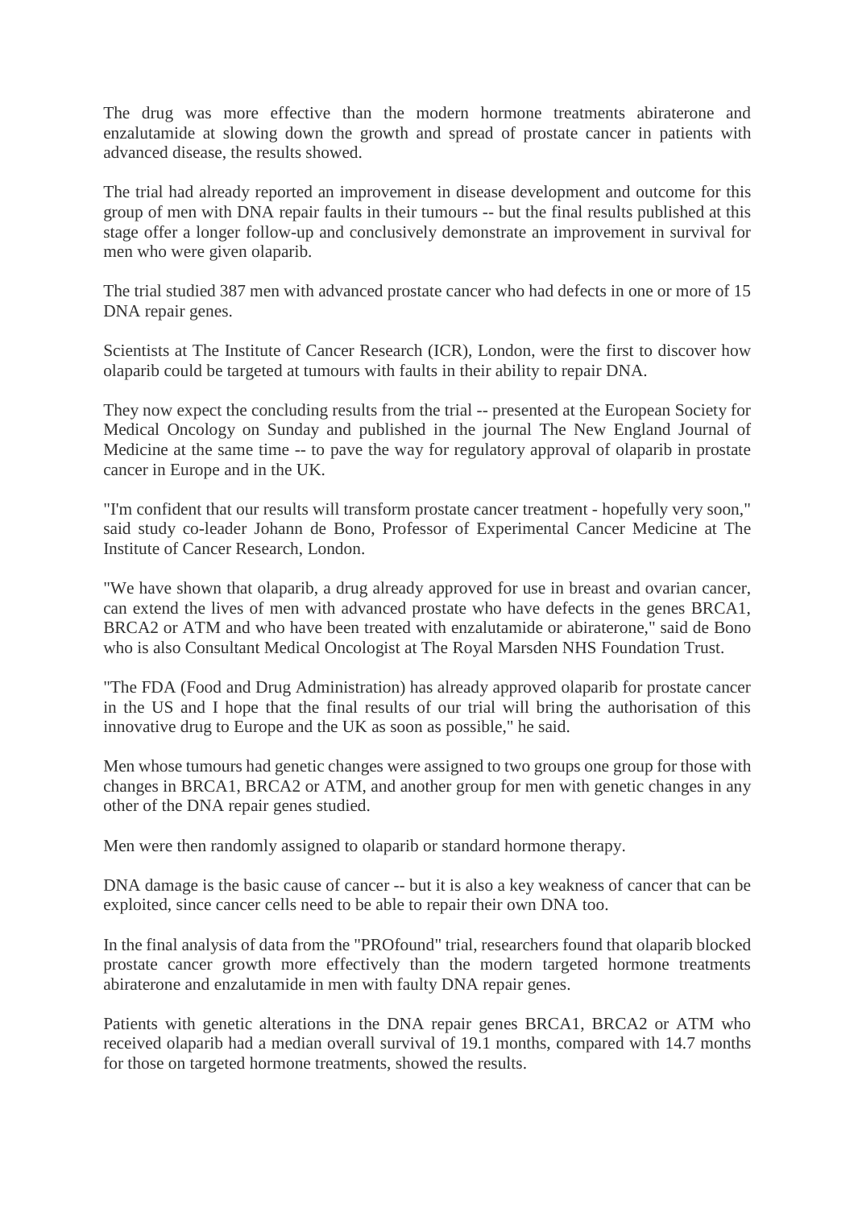The drug was more effective than the modern hormone treatments abiraterone and enzalutamide at slowing down the growth and spread of prostate cancer in patients with advanced disease, the results showed.

The trial had already reported an improvement in disease development and outcome for this group of men with DNA repair faults in their tumours -- but the final results published at this stage offer a longer follow-up and conclusively demonstrate an improvement in survival for men who were given olaparib.

The trial studied 387 men with advanced prostate cancer who had defects in one or more of 15 DNA repair genes.

Scientists at The Institute of Cancer Research (ICR), London, were the first to discover how olaparib could be targeted at tumours with faults in their ability to repair DNA.

They now expect the concluding results from the trial -- presented at the European Society for Medical Oncology on Sunday and published in the journal The New England Journal of Medicine at the same time -- to pave the way for regulatory approval of olaparib in prostate cancer in Europe and in the UK.

"I'm confident that our results will transform prostate cancer treatment - hopefully very soon," said study co-leader Johann de Bono, Professor of Experimental Cancer Medicine at The Institute of Cancer Research, London.

"We have shown that olaparib, a drug already approved for use in breast and ovarian cancer, can extend the lives of men with advanced prostate who have defects in the genes BRCA1, BRCA2 or ATM and who have been treated with enzalutamide or abiraterone," said de Bono who is also Consultant Medical Oncologist at The Royal Marsden NHS Foundation Trust.

"The FDA (Food and Drug Administration) has already approved olaparib for prostate cancer in the US and I hope that the final results of our trial will bring the authorisation of this innovative drug to Europe and the UK as soon as possible," he said.

Men whose tumours had genetic changes were assigned to two groups one group for those with changes in BRCA1, BRCA2 or ATM, and another group for men with genetic changes in any other of the DNA repair genes studied.

Men were then randomly assigned to olaparib or standard hormone therapy.

DNA damage is the basic cause of cancer -- but it is also a key weakness of cancer that can be exploited, since cancer cells need to be able to repair their own DNA too.

In the final analysis of data from the "PROfound" trial, researchers found that olaparib blocked prostate cancer growth more effectively than the modern targeted hormone treatments abiraterone and enzalutamide in men with faulty DNA repair genes.

Patients with genetic alterations in the DNA repair genes BRCA1, BRCA2 or ATM who received olaparib had a median overall survival of 19.1 months, compared with 14.7 months for those on targeted hormone treatments, showed the results.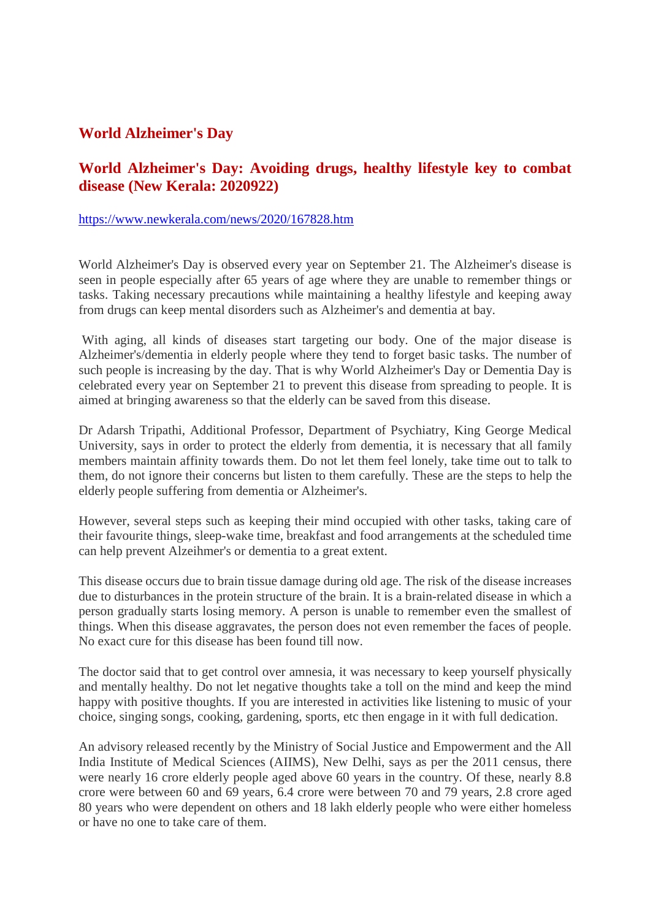## World Alzheimer's Day

### World Alzheimer's Day: Avoiding drugs, healthy lifestyle key to combat disease (New Kerala: 2020922)

https://www.newkerala.com/news/2020/167828.htm

World Alzheimer's Day is observed every year on September 21. The Alzheimer's disease is seen in people especially after 65 years of age where they are unable to remember things or tasks. Taking necessary precautions while maintaining a healthy lifestyle and keeping away from drugs can keep mental disorders such as Alzheimer's and dementia at bay.

With aging, all kinds of diseases start targeting our body. One of the major disease is Alzheimer's/dementia in elderly people where they tend to forget basic tasks. The number of such people is increasing by the day. That is why World Alzheimer's Day or Dementia Day is celebrated every year on September 21 to prevent this disease from spreading to people. It is aimed at bringing awareness so that the elderly can be saved from this disease.

Dr Adarsh Tripathi, Additional Professor, Department of Psychiatry, King George Medical University, says in order to protect the elderly from dementia, it is necessary that all family members maintain affinity towards them. Do not let them feel lonely, take time out to talk to them, do not ignore their concerns but listen to them carefully. These are the steps to help the elderly people suffering from dementia or Alzheimer's.

However, several steps such as keeping their mind occupied with other tasks, taking care of their favourite things, sleep-wake time, breakfast and food arrangements at the scheduled time can help prevent Alzeihmer's or dementia to a great extent.

This disease occurs due to brain tissue damage during old age. The risk of the disease increases due to disturbances in the protein structure of the brain. It is a brain-related disease in which a person gradually starts losing memory. A person is unable to remember even the smallest of things. When this disease aggravates, the person does not even remember the faces of people. No exact cure for this disease has been found till now.

The doctor said that to get control over amnesia, it was necessary to keep yourself physically and mentally healthy. Do not let negative thoughts take a toll on the mind and keep the mind happy with positive thoughts. If you are interested in activities like listening to music of your choice, singing songs, cooking, gardening, sports, etc then engage in it with full dedication.

An advisory released recently by the Ministry of Social Justice and Empowerment and the All India Institute of Medical Sciences (AIIMS), New Delhi, says as per the 2011 census, there were nearly 16 crore elderly people aged above 60 years in the country. Of these, nearly 8.8 crore were between 60 and 69 years, 6.4 crore were between 70 and 79 years, 2.8 crore aged 80 years who were dependent on others and 18 lakh elderly people who were either homeless or have no one to take care of them.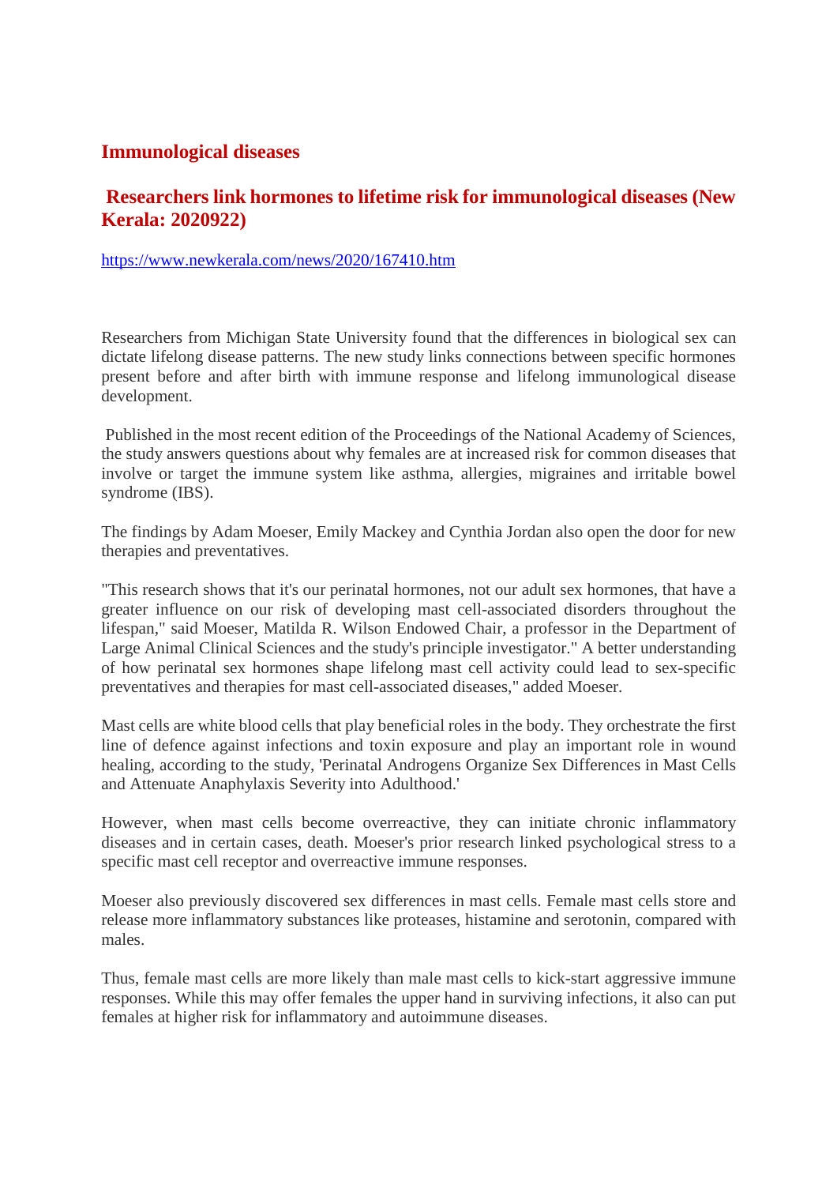## Immunological diseases

### Researchers link hormones to lifetime risk for immunological diseases (New Kerala: 2020922)

https://www.newkerala.com/news/2020/167410.htm

Researchers from Michigan State University found that the differences in biological sex can dictate lifelong disease patterns. The new study links connections between specific hormones present before and after birth with immune response and lifelong immunological disease development.

Published in the most recent edition of the Proceedings of the National Academy of Sciences, the study answers questions about why females are at increased risk for common diseases that involve or target the immune system like asthma, allergies, migraines and irritable bowel syndrome (IBS).

The findings by Adam Moeser, Emily Mackey and Cynthia Jordan also open the door for new therapies and preventatives.

"This research shows that it's our perinatal hormones, not our adult sex hormones, that have a greater influence on our risk of developing mast cell-associated disorders throughout the lifespan," said Moeser, Matilda R. Wilson Endowed Chair, a professor in the Department of Large Animal Clinical Sciences and the study's principle investigator." A better understanding of how perinatal sex hormones shape lifelong mast cell activity could lead to sex-specific preventatives and therapies for mast cell-associated diseases," added Moeser.

Mast cells are white blood cells that play beneficial roles in the body. They orchestrate the first line of defence against infections and toxin exposure and play an important role in wound healing, according to the study, 'Perinatal Androgens Organize Sex Differences in Mast Cells and Attenuate Anaphylaxis Severity into Adulthood.'

However, when mast cells become overreactive, they can initiate chronic inflammatory diseases and in certain cases, death. Moeser's prior research linked psychological stress to a specific mast cell receptor and overreactive immune responses.

Moeser also previously discovered sex differences in mast cells. Female mast cells store and release more inflammatory substances like proteases, histamine and serotonin, compared with males.

Thus, female mast cells are more likely than male mast cells to kick-start aggressive immune responses. While this may offer females the upper hand in surviving infections, it also can put females at higher risk for inflammatory and autoimmune diseases.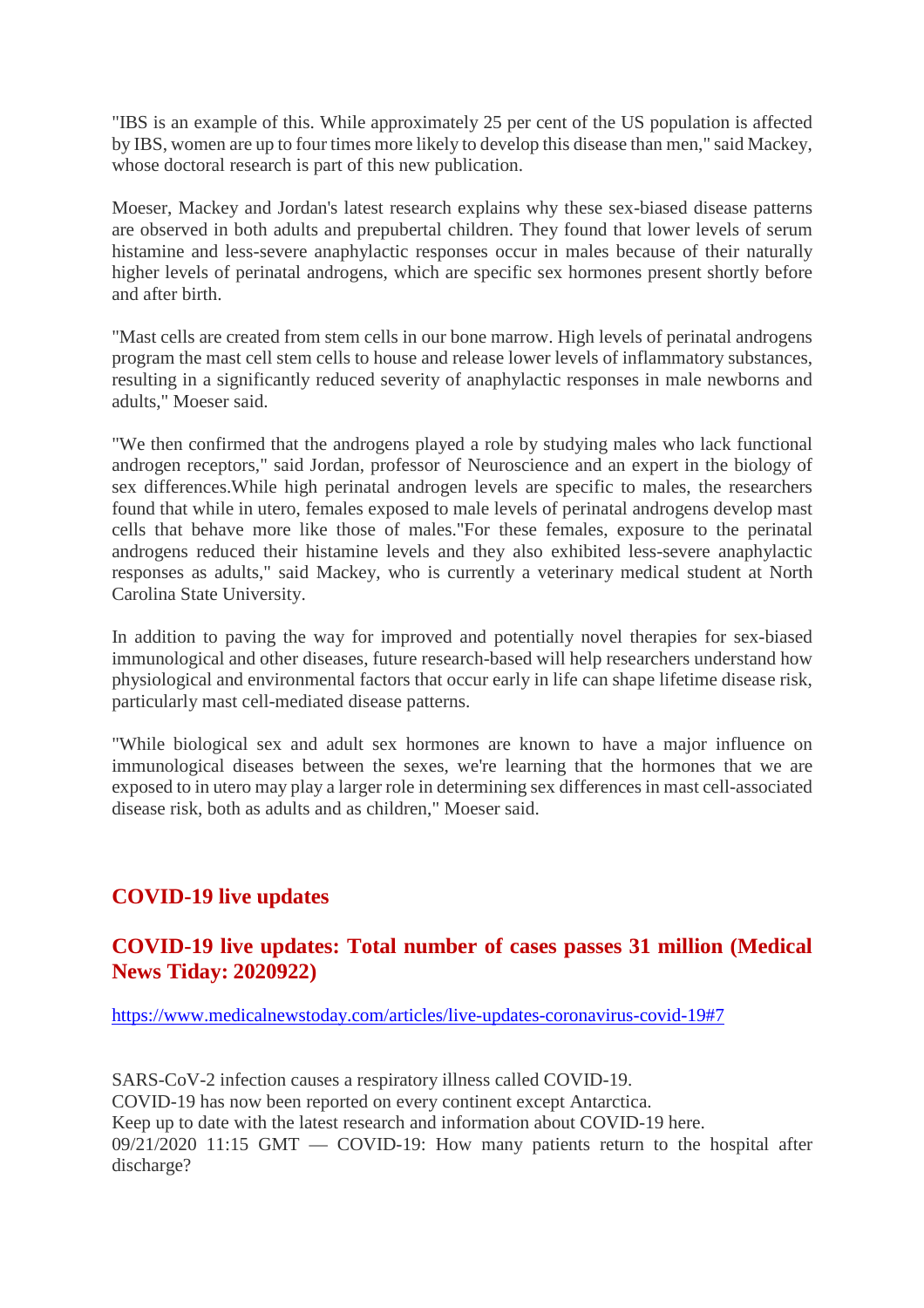"IBS is an example of this. While approximately 25 per cent of the US population is affected by IBS, women are up to four times more likely to develop this disease than men," said Mackey, whose doctoral research is part of this new publication.

Moeser, Mackey and Jordan's latest research explains why these sex-biased disease patterns are observed in both adults and prepubertal children. They found that lower levels of serum histamine and less-severe anaphylactic responses occur in males because of their naturally higher levels of perinatal androgens, which are specific sex hormones present shortly before and after birth.

"Mast cells are created from stem cells in our bone marrow. High levels of perinatal androgens program the mast cell stem cells to house and release lower levels of inflammatory substances, resulting in a significantly reduced severity of anaphylactic responses in male newborns and adults," Moeser said.

"We then confirmed that the androgens played a role by studying males who lack functional androgen receptors," said Jordan, professor of Neuroscience and an expert in the biology of sex differences.While high perinatal androgen levels are specific to males, the researchers found that while in utero, females exposed to male levels of perinatal androgens develop mast cells that behave more like those of males."For these females, exposure to the perinatal androgens reduced their histamine levels and they also exhibited less-severe anaphylactic responses as adults," said Mackey, who is currently a veterinary medical student at North Carolina State University.

In addition to paving the way for improved and potentially novel therapies for sex-biased immunological and other diseases, future research-based will help researchers understand how physiological and environmental factors that occur early in life can shape lifetime disease risk, particularly mast cell-mediated disease patterns.

"While biological sex and adult sex hormones are known to have a major influence on immunological diseases between the sexes, we're learning that the hormones that we are exposed to in utero may play a larger role in determining sex differences in mast cell-associated disease risk, both as adults and as children," Moeser said.

## COVID-19 live updates

## COVID-19 live updates: Total number of cases passes 31 million (Medical News Tiday: 2020922)

https://www.medicalnewstoday.com/articles/live-updates-coronavirus-covid-19#7

SARS-CoV-2 infection causes a respiratory illness called COVID-19.
COVID-19 has now been reported on every continent except Antarctica.
Keep up to date with the latest research and information about COVID-19 here.
09/21/2020 11:15 GMT — COVID-19: How many patients return to the hospital after discharge?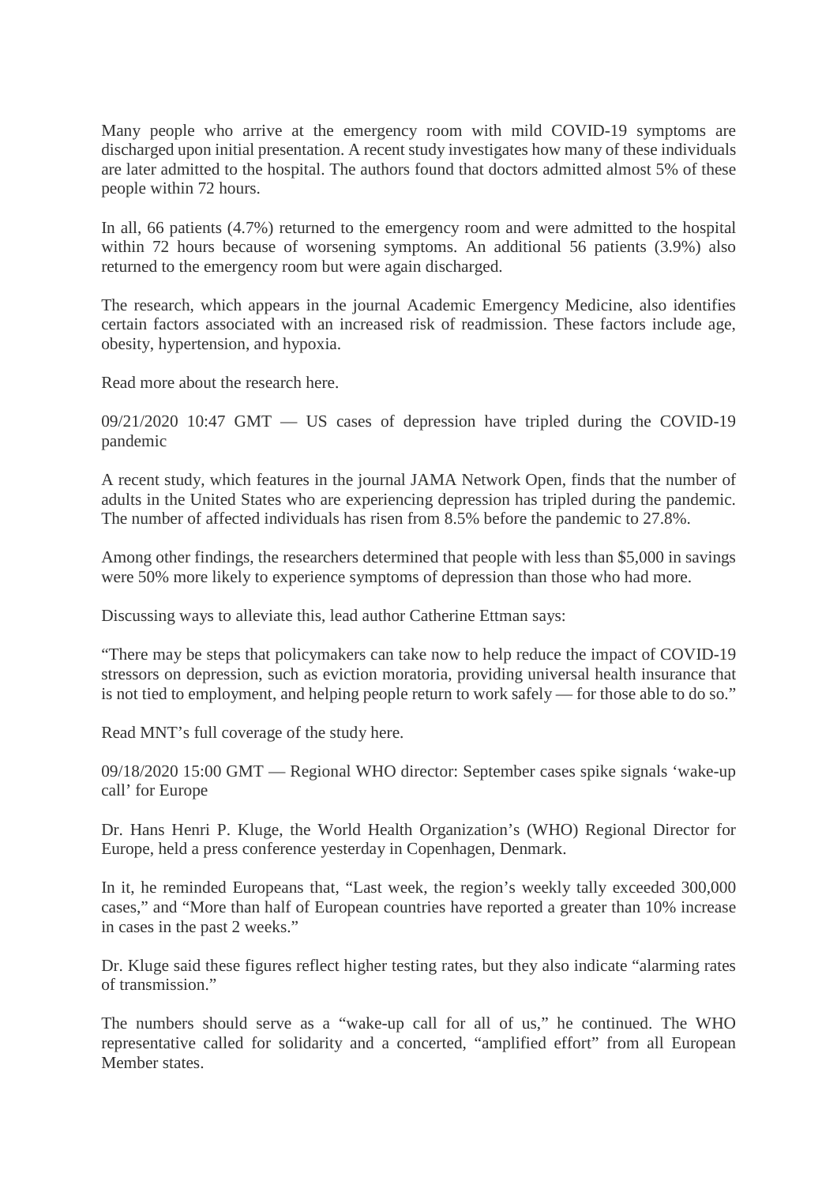Many people who arrive at the emergency room with mild COVID-19 symptoms are discharged upon initial presentation. A recent study investigates how many of these individuals are later admitted to the hospital. The authors found that doctors admitted almost 5% of these people within 72 hours.

In all, 66 patients (4.7%) returned to the emergency room and were admitted to the hospital within 72 hours because of worsening symptoms. An additional 56 patients (3.9%) also returned to the emergency room but were again discharged.

The research, which appears in the journal Academic Emergency Medicine, also identifies certain factors associated with an increased risk of readmission. These factors include age, obesity, hypertension, and hypoxia.

Read more about the research here.

09/21/2020 10:47 GMT — US cases of depression have tripled during the COVID-19 pandemic

A recent study, which features in the journal JAMA Network Open, finds that the number of adults in the United States who are experiencing depression has tripled during the pandemic. The number of affected individuals has risen from 8.5% before the pandemic to 27.8%.

Among other findings, the researchers determined that people with less than $5,000 in savings were 50% more likely to experience symptoms of depression than those who had more.

Discussing ways to alleviate this, lead author Catherine Ettman says:

"There may be steps that policymakers can take now to help reduce the impact of COVID-19 stressors on depression, such as eviction moratoria, providing universal health insurance that is not tied to employment, and helping people return to work safely — for those able to do so."

Read MNT's full coverage of the study here.

09/18/2020 15:00 GMT — Regional WHO director: September cases spike signals 'wake-up call' for Europe

Dr. Hans Henri P. Kluge, the World Health Organization's (WHO) Regional Director for Europe, held a press conference yesterday in Copenhagen, Denmark.

In it, he reminded Europeans that, "Last week, the region's weekly tally exceeded 300,000 cases," and "More than half of European countries have reported a greater than 10% increase in cases in the past 2 weeks."

Dr. Kluge said these figures reflect higher testing rates, but they also indicate "alarming rates of transmission."

The numbers should serve as a "wake-up call for all of us," he continued. The WHO representative called for solidarity and a concerted, "amplified effort" from all European Member states.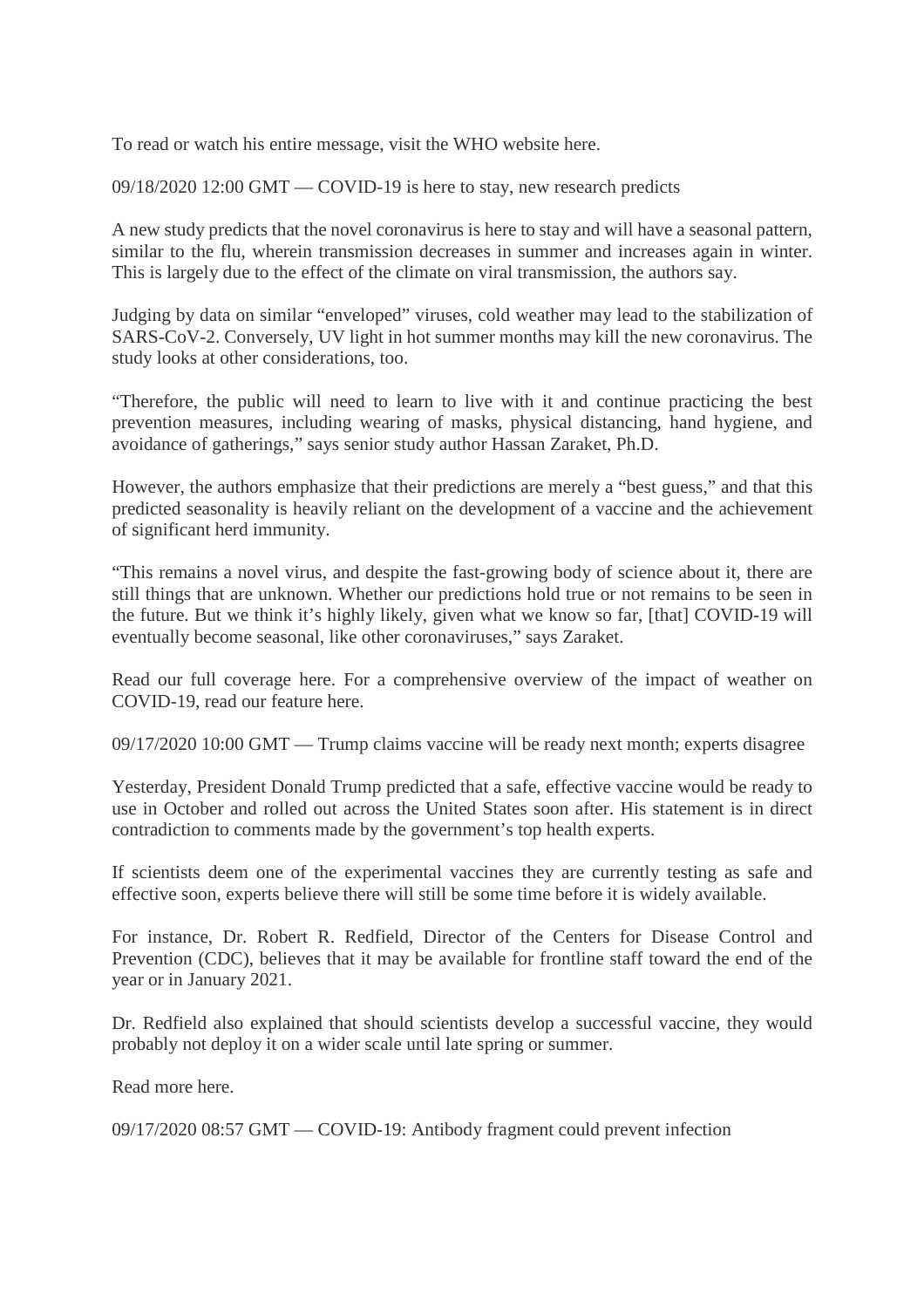To read or watch his entire message, visit the WHO website here.

09/18/2020 12:00 GMT — COVID-19 is here to stay, new research predicts

A new study predicts that the novel coronavirus is here to stay and will have a seasonal pattern, similar to the flu, wherein transmission decreases in summer and increases again in winter. This is largely due to the effect of the climate on viral transmission, the authors say.

Judging by data on similar "enveloped" viruses, cold weather may lead to the stabilization of SARS-CoV-2. Conversely, UV light in hot summer months may kill the new coronavirus. The study looks at other considerations, too.

"Therefore, the public will need to learn to live with it and continue practicing the best prevention measures, including wearing of masks, physical distancing, hand hygiene, and avoidance of gatherings," says senior study author Hassan Zaraket, Ph.D.

However, the authors emphasize that their predictions are merely a "best guess," and that this predicted seasonality is heavily reliant on the development of a vaccine and the achievement of significant herd immunity.

"This remains a novel virus, and despite the fast-growing body of science about it, there are still things that are unknown. Whether our predictions hold true or not remains to be seen in the future. But we think it's highly likely, given what we know so far, [that] COVID-19 will eventually become seasonal, like other coronaviruses," says Zaraket.

Read our full coverage here. For a comprehensive overview of the impact of weather on COVID-19, read our feature here.

09/17/2020 10:00 GMT — Trump claims vaccine will be ready next month; experts disagree

Yesterday, President Donald Trump predicted that a safe, effective vaccine would be ready to use in October and rolled out across the United States soon after. His statement is in direct contradiction to comments made by the government's top health experts.

If scientists deem one of the experimental vaccines they are currently testing as safe and effective soon, experts believe there will still be some time before it is widely available.

For instance, Dr. Robert R. Redfield, Director of the Centers for Disease Control and Prevention (CDC), believes that it may be available for frontline staff toward the end of the year or in January 2021.

Dr. Redfield also explained that should scientists develop a successful vaccine, they would probably not deploy it on a wider scale until late spring or summer.

Read more here.

09/17/2020 08:57 GMT — COVID-19: Antibody fragment could prevent infection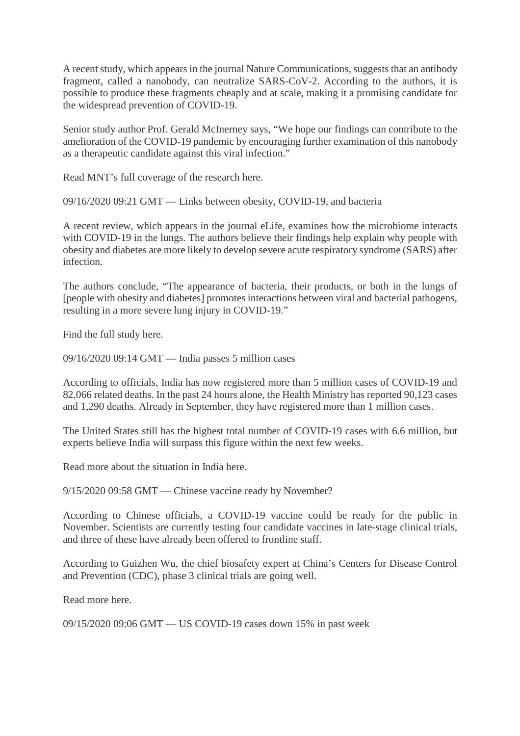A recent study, which appears in the journal Nature Communications, suggests that an antibody fragment, called a nanobody, can neutralize SARS-CoV-2. According to the authors, it is possible to produce these fragments cheaply and at scale, making it a promising candidate for the widespread prevention of COVID-19.

Senior study author Prof. Gerald McInerney says, "We hope our findings can contribute to the amelioration of the COVID-19 pandemic by encouraging further examination of this nanobody as a therapeutic candidate against this viral infection."

Read MNT's full coverage of the research here.

09/16/2020 09:21 GMT — Links between obesity, COVID-19, and bacteria

A recent review, which appears in the journal eLife, examines how the microbiome interacts with COVID-19 in the lungs. The authors believe their findings help explain why people with obesity and diabetes are more likely to develop severe acute respiratory syndrome (SARS) after infection.

The authors conclude, "The appearance of bacteria, their products, or both in the lungs of [people with obesity and diabetes] promotes interactions between viral and bacterial pathogens, resulting in a more severe lung injury in COVID-19."

Find the full study here.

09/16/2020 09:14 GMT — India passes 5 million cases

According to officials, India has now registered more than 5 million cases of COVID-19 and 82,066 related deaths. In the past 24 hours alone, the Health Ministry has reported 90,123 cases and 1,290 deaths. Already in September, they have registered more than 1 million cases.

The United States still has the highest total number of COVID-19 cases with 6.6 million, but experts believe India will surpass this figure within the next few weeks.

Read more about the situation in India here.

9/15/2020 09:58 GMT — Chinese vaccine ready by November?

According to Chinese officials, a COVID-19 vaccine could be ready for the public in November. Scientists are currently testing four candidate vaccines in late-stage clinical trials, and three of these have already been offered to frontline staff.

According to Guizhen Wu, the chief biosafety expert at China's Centers for Disease Control and Prevention (CDC), phase 3 clinical trials are going well.

Read more here.

09/15/2020 09:06 GMT — US COVID-19 cases down 15% in past week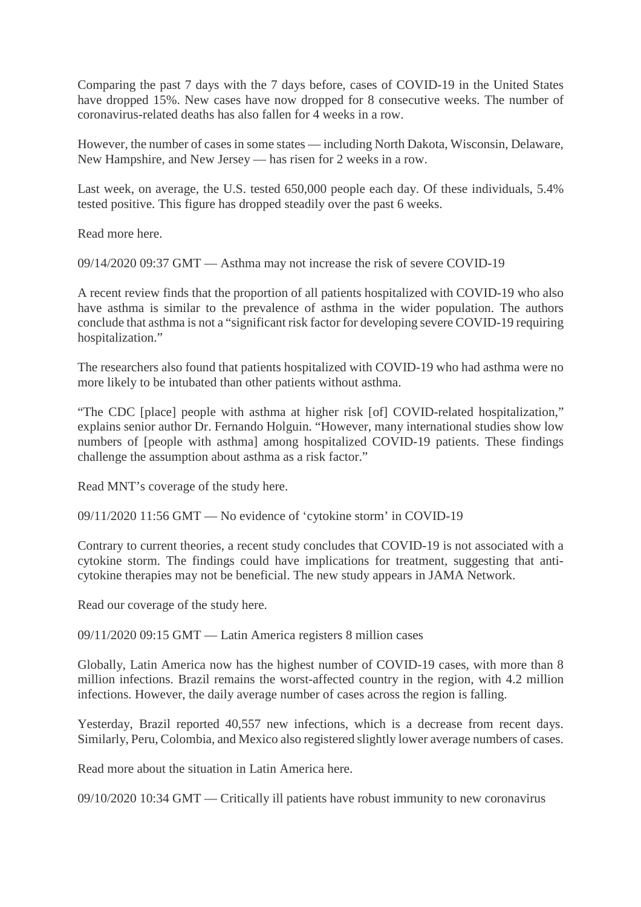Comparing the past 7 days with the 7 days before, cases of COVID-19 in the United States have dropped 15%. New cases have now dropped for 8 consecutive weeks. The number of coronavirus-related deaths has also fallen for 4 weeks in a row.

However, the number of cases in some states — including North Dakota, Wisconsin, Delaware, New Hampshire, and New Jersey — has risen for 2 weeks in a row.

Last week, on average, the U.S. tested 650,000 people each day. Of these individuals, 5.4% tested positive. This figure has dropped steadily over the past 6 weeks.

Read more here.

09/14/2020 09:37 GMT — Asthma may not increase the risk of severe COVID-19

A recent review finds that the proportion of all patients hospitalized with COVID-19 who also have asthma is similar to the prevalence of asthma in the wider population. The authors conclude that asthma is not a "significant risk factor for developing severe COVID-19 requiring hospitalization."

The researchers also found that patients hospitalized with COVID-19 who had asthma were no more likely to be intubated than other patients without asthma.

"The CDC [place] people with asthma at higher risk [of] COVID-related hospitalization," explains senior author Dr. Fernando Holguin. "However, many international studies show low numbers of [people with asthma] among hospitalized COVID-19 patients. These findings challenge the assumption about asthma as a risk factor."

Read MNT's coverage of the study here.

09/11/2020 11:56 GMT — No evidence of 'cytokine storm' in COVID-19

Contrary to current theories, a recent study concludes that COVID-19 is not associated with a cytokine storm. The findings could have implications for treatment, suggesting that anti-cytokine therapies may not be beneficial. The new study appears in JAMA Network.

Read our coverage of the study here.

09/11/2020 09:15 GMT — Latin America registers 8 million cases

Globally, Latin America now has the highest number of COVID-19 cases, with more than 8 million infections. Brazil remains the worst-affected country in the region, with 4.2 million infections. However, the daily average number of cases across the region is falling.

Yesterday, Brazil reported 40,557 new infections, which is a decrease from recent days. Similarly, Peru, Colombia, and Mexico also registered slightly lower average numbers of cases.

Read more about the situation in Latin America here.

09/10/2020 10:34 GMT — Critically ill patients have robust immunity to new coronavirus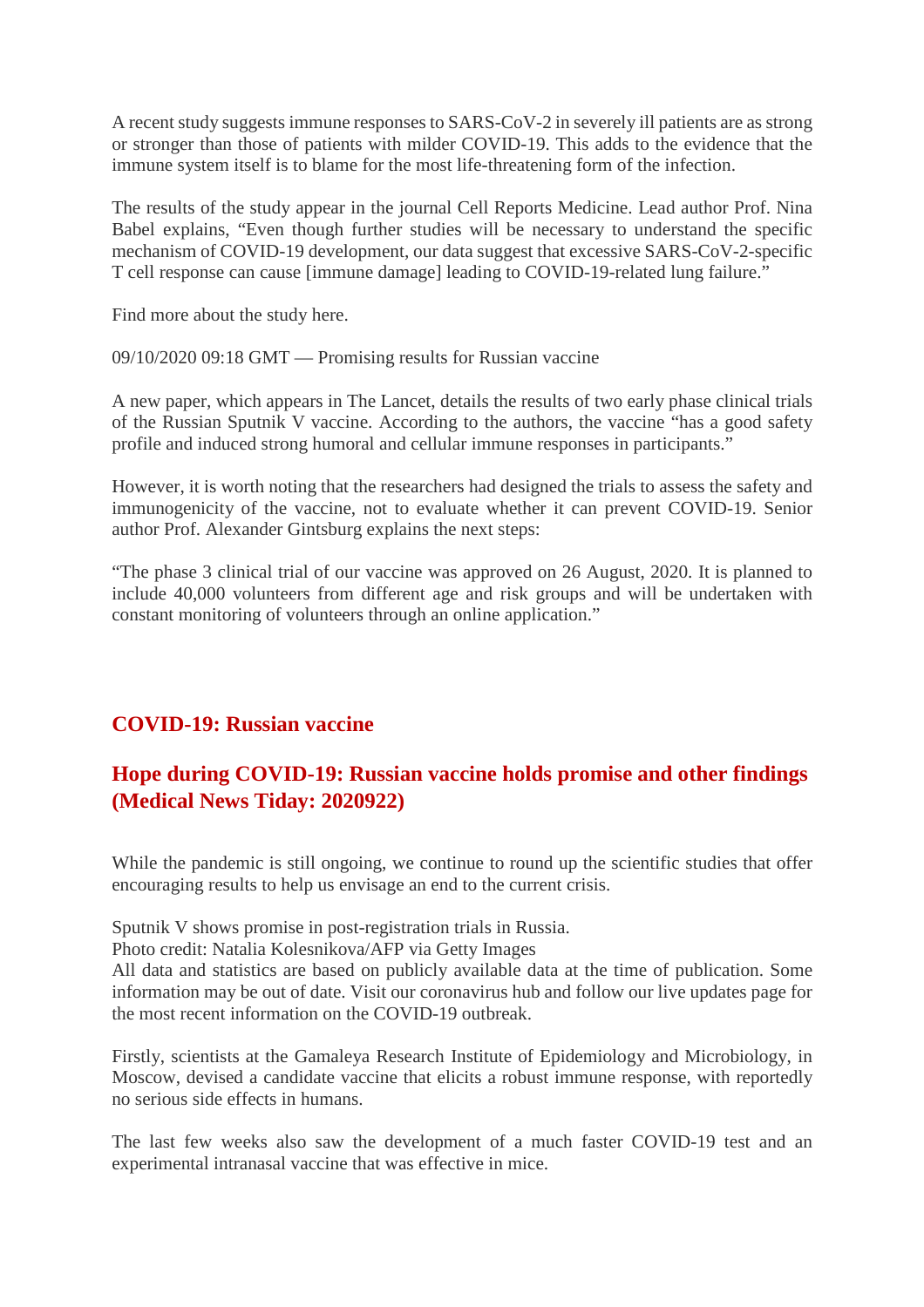A recent study suggests immune responses to SARS-CoV-2 in severely ill patients are as strong or stronger than those of patients with milder COVID-19. This adds to the evidence that the immune system itself is to blame for the most life-threatening form of the infection.

The results of the study appear in the journal Cell Reports Medicine. Lead author Prof. Nina Babel explains, "Even though further studies will be necessary to understand the specific mechanism of COVID-19 development, our data suggest that excessive SARS-CoV-2-specific T cell response can cause [immune damage] leading to COVID-19-related lung failure."

Find more about the study here.

09/10/2020 09:18 GMT — Promising results for Russian vaccine

A new paper, which appears in The Lancet, details the results of two early phase clinical trials of the Russian Sputnik V vaccine. According to the authors, the vaccine "has a good safety profile and induced strong humoral and cellular immune responses in participants."

However, it is worth noting that the researchers had designed the trials to assess the safety and immunogenicity of the vaccine, not to evaluate whether it can prevent COVID-19. Senior author Prof. Alexander Gintsburg explains the next steps:

"The phase 3 clinical trial of our vaccine was approved on 26 August, 2020. It is planned to include 40,000 volunteers from different age and risk groups and will be undertaken with constant monitoring of volunteers through an online application."

## COVID-19: Russian vaccine

## Hope during COVID-19: Russian vaccine holds promise and other findings (Medical News Tiday: 2020922)

While the pandemic is still ongoing, we continue to round up the scientific studies that offer encouraging results to help us envisage an end to the current crisis.

Sputnik V shows promise in post-registration trials in Russia.
Photo credit: Natalia Kolesnikova/AFP via Getty Images
All data and statistics are based on publicly available data at the time of publication. Some information may be out of date. Visit our coronavirus hub and follow our live updates page for the most recent information on the COVID-19 outbreak.

Firstly, scientists at the Gamaleya Research Institute of Epidemiology and Microbiology, in Moscow, devised a candidate vaccine that elicits a robust immune response, with reportedly no serious side effects in humans.

The last few weeks also saw the development of a much faster COVID-19 test and an experimental intranasal vaccine that was effective in mice.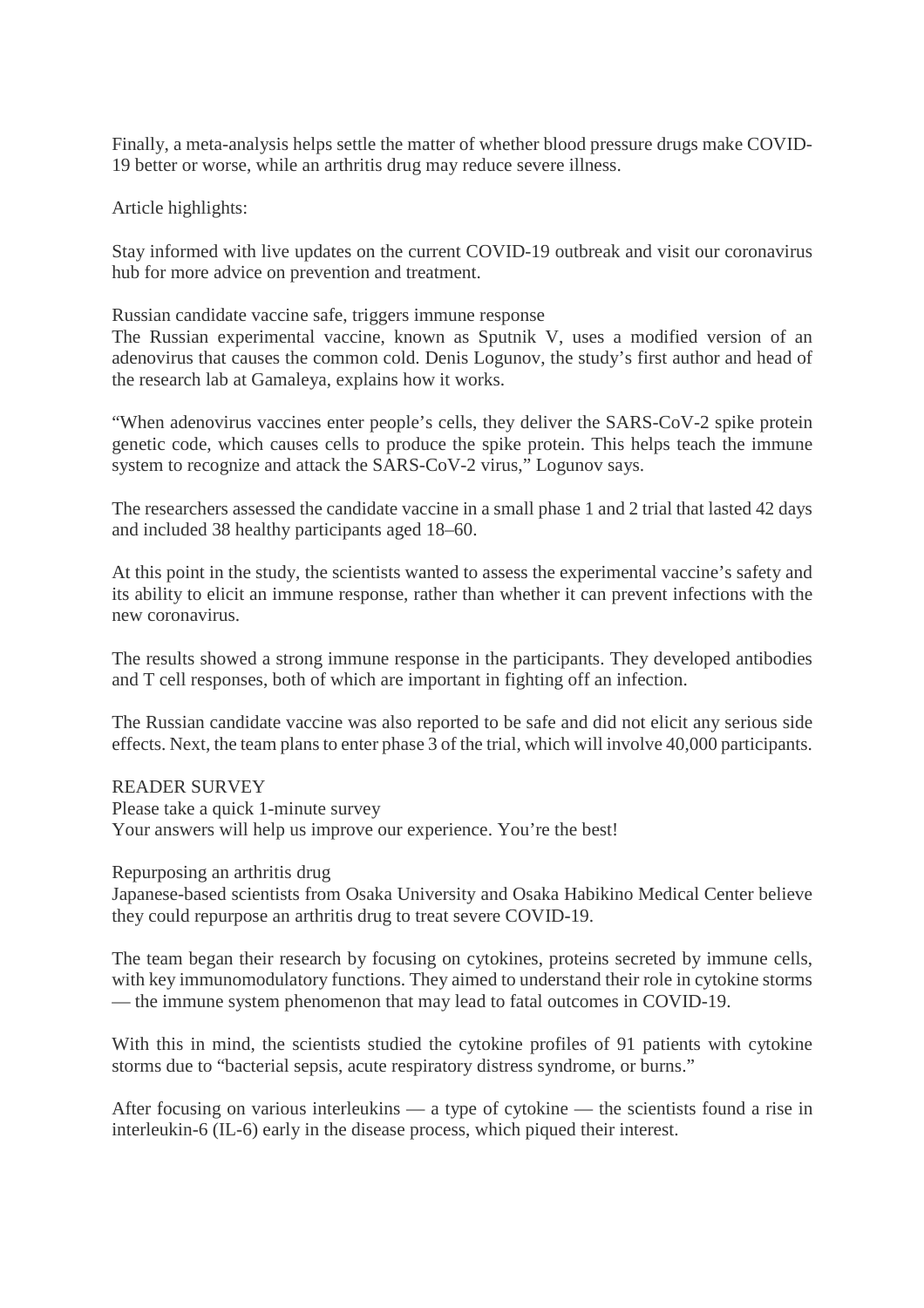Finally, a meta-analysis helps settle the matter of whether blood pressure drugs make COVID-19 better or worse, while an arthritis drug may reduce severe illness.

Article highlights:

Stay informed with live updates on the current COVID-19 outbreak and visit our coronavirus hub for more advice on prevention and treatment.

## Russian candidate vaccine safe, triggers immune response

The Russian experimental vaccine, known as Sputnik V, uses a modified version of an adenovirus that causes the common cold. Denis Logunov, the study's first author and head of the research lab at Gamaleya, explains how it works.

"When adenovirus vaccines enter people's cells, they deliver the SARS-CoV-2 spike protein genetic code, which causes cells to produce the spike protein. This helps teach the immune system to recognize and attack the SARS-CoV-2 virus," Logunov says.

The researchers assessed the candidate vaccine in a small phase 1 and 2 trial that lasted 42 days and included 38 healthy participants aged 18–60.

At this point in the study, the scientists wanted to assess the experimental vaccine's safety and its ability to elicit an immune response, rather than whether it can prevent infections with the new coronavirus.

The results showed a strong immune response in the participants. They developed antibodies and T cell responses, both of which are important in fighting off an infection.

The Russian candidate vaccine was also reported to be safe and did not elicit any serious side effects. Next, the team plans to enter phase 3 of the trial, which will involve 40,000 participants.

READER SURVEY
Please take a quick 1-minute survey
Your answers will help us improve our experience. You're the best!

## Repurposing an arthritis drug

Japanese-based scientists from Osaka University and Osaka Habikino Medical Center believe they could repurpose an arthritis drug to treat severe COVID-19.

The team began their research by focusing on cytokines, proteins secreted by immune cells, with key immunomodulatory functions. They aimed to understand their role in cytokine storms — the immune system phenomenon that may lead to fatal outcomes in COVID-19.

With this in mind, the scientists studied the cytokine profiles of 91 patients with cytokine storms due to "bacterial sepsis, acute respiratory distress syndrome, or burns."

After focusing on various interleukins — a type of cytokine — the scientists found a rise in interleukin-6 (IL-6) early in the disease process, which piqued their interest.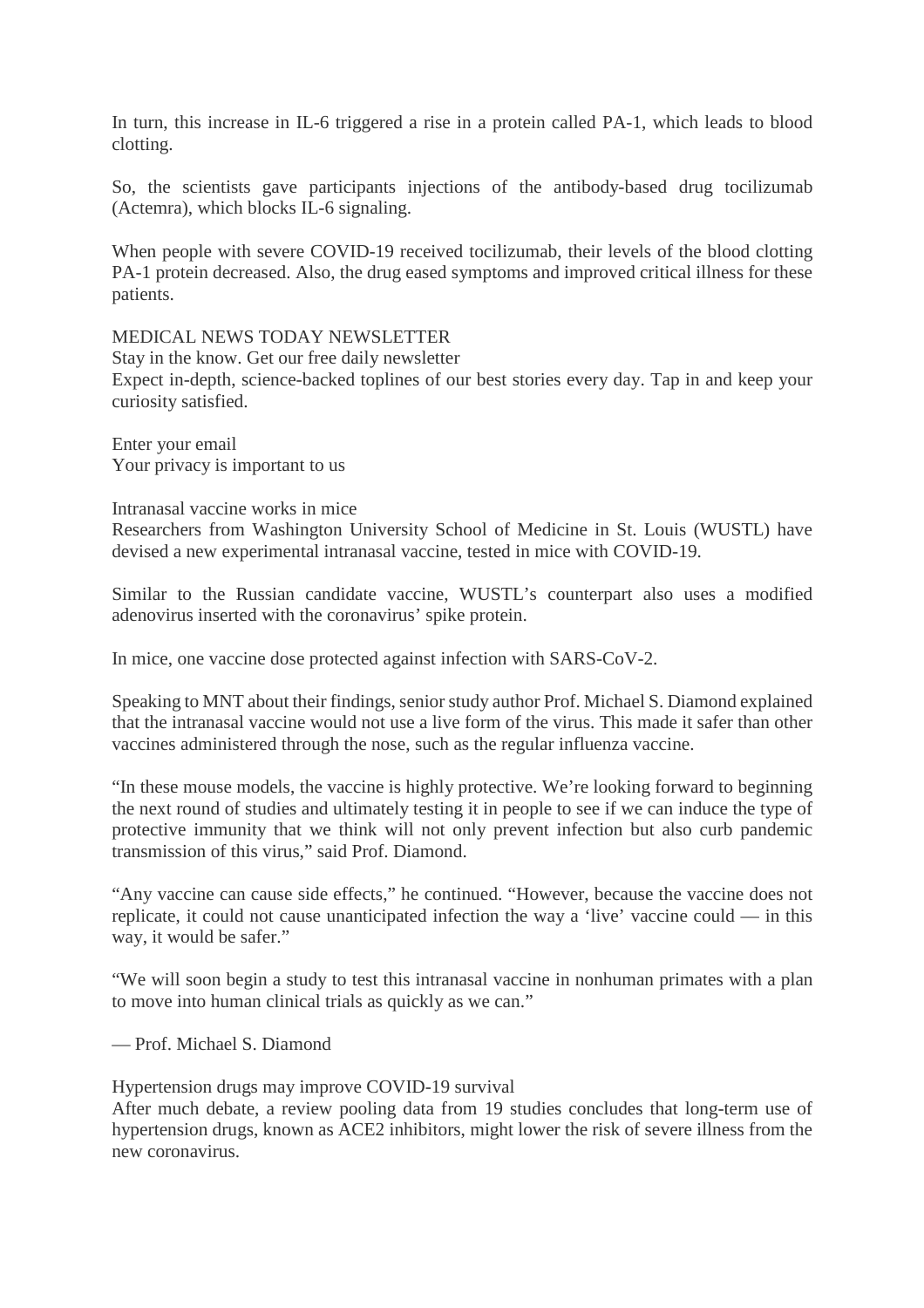In turn, this increase in IL-6 triggered a rise in a protein called PA-1, which leads to blood clotting.

So, the scientists gave participants injections of the antibody-based drug tocilizumab (Actemra), which blocks IL-6 signaling.

When people with severe COVID-19 received tocilizumab, their levels of the blood clotting PA-1 protein decreased. Also, the drug eased symptoms and improved critical illness for these patients.

MEDICAL NEWS TODAY NEWSLETTER
Stay in the know. Get our free daily newsletter
Expect in-depth, science-backed toplines of our best stories every day. Tap in and keep your curiosity satisfied.

Enter your email
Your privacy is important to us

## Intranasal vaccine works in mice

Researchers from Washington University School of Medicine in St. Louis (WUSTL) have devised a new experimental intranasal vaccine, tested in mice with COVID-19.

Similar to the Russian candidate vaccine, WUSTL's counterpart also uses a modified adenovirus inserted with the coronavirus' spike protein.

In mice, one vaccine dose protected against infection with SARS-CoV-2.

Speaking to MNT about their findings, senior study author Prof. Michael S. Diamond explained that the intranasal vaccine would not use a live form of the virus. This made it safer than other vaccines administered through the nose, such as the regular influenza vaccine.

"In these mouse models, the vaccine is highly protective. We're looking forward to beginning the next round of studies and ultimately testing it in people to see if we can induce the type of protective immunity that we think will not only prevent infection but also curb pandemic transmission of this virus," said Prof. Diamond.

"Any vaccine can cause side effects," he continued. "However, because the vaccine does not replicate, it could not cause unanticipated infection the way a 'live' vaccine could — in this way, it would be safer."

"We will soon begin a study to test this intranasal vaccine in nonhuman primates with a plan to move into human clinical trials as quickly as we can."

— Prof. Michael S. Diamond

## Hypertension drugs may improve COVID-19 survival

After much debate, a review pooling data from 19 studies concludes that long-term use of hypertension drugs, known as ACE2 inhibitors, might lower the risk of severe illness from the new coronavirus.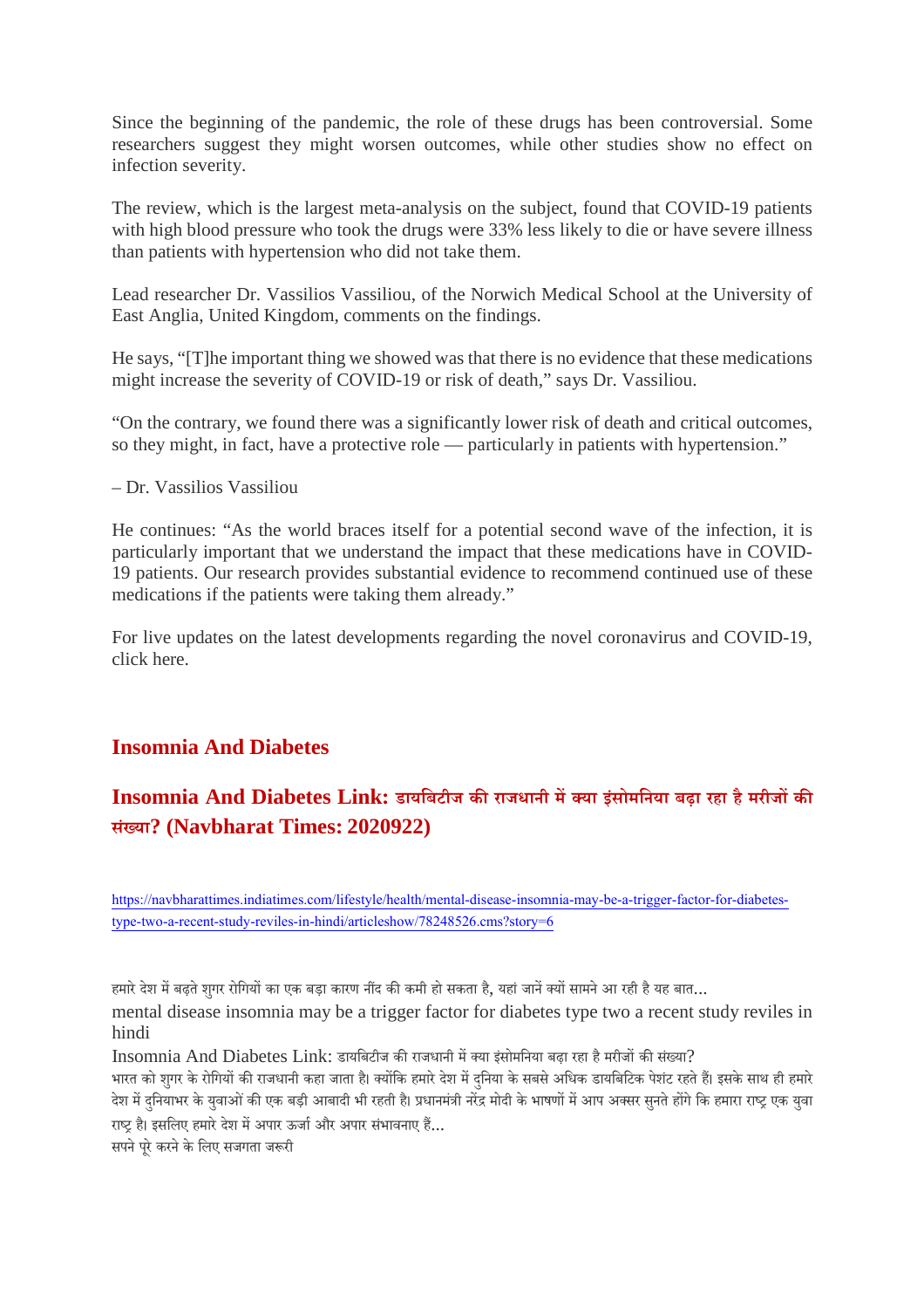Since the beginning of the pandemic, the role of these drugs has been controversial. Some researchers suggest they might worsen outcomes, while other studies show no effect on infection severity.

The review, which is the largest meta-analysis on the subject, found that COVID-19 patients with high blood pressure who took the drugs were 33% less likely to die or have severe illness than patients with hypertension who did not take them.

Lead researcher Dr. Vassilios Vassiliou, of the Norwich Medical School at the University of East Anglia, United Kingdom, comments on the findings.

He says, "[T]he important thing we showed was that there is no evidence that these medications might increase the severity of COVID-19 or risk of death," says Dr. Vassiliou.

"On the contrary, we found there was a significantly lower risk of death and critical outcomes, so they might, in fact, have a protective role — particularly in patients with hypertension."

– Dr. Vassilios Vassiliou

He continues: "As the world braces itself for a potential second wave of the infection, it is particularly important that we understand the impact that these medications have in COVID-19 patients. Our research provides substantial evidence to recommend continued use of these medications if the patients were taking them already."

For live updates on the latest developments regarding the novel coronavirus and COVID-19, click here.

## Insomnia And Diabetes

### Insomnia And Diabetes Link: डायबिटीज की राजधानी में क्या इंसोमनिया बढ़ा रहा है मरीजों की संख्या? (Navbharat Times: 2020922)

https://navbharattimes.indiatimes.com/lifestyle/health/mental-disease-insomnia-may-be-a-trigger-factor-for-diabetes-type-two-a-recent-study-reviles-in-hindi/articleshow/78248526.cms?story=6

हमारे देश में बढ़ते शुगर रोगियों का एक बड़ा कारण नींद की कमी हो सकता है, यहां जानें क्यों सामने आ रही है यह बात...

mental disease insomnia may be a trigger factor for diabetes type two a recent study reviles in hindi

Insomnia And Diabetes Link: डायबिटीज की राजधानी में क्या इंसोमनिया बढ़ा रहा है मरीजों की संख्या?

भारत को शुगर के रोगियों की राजधानी कहा जाता है। क्योंकि हमारे देश में दुनिया के सबसे अधिक डायबिटिक पेशंट रहते हैं। इसके साथ ही हमारे देश में दुनियाभर के युवाओं की एक बड़ी आबादी भी रहती है। प्रधानमंत्री नरेंद्र मोदी के भाषणों में आप अक्सर सुनते होंगे कि हमारा राष्ट्र एक युवा राष्ट्र है। इसलिए हमारे देश में अपार ऊर्जा और अपार संभावनाए हैं...

सपने पूरे करने के लिए सजगता जरूरी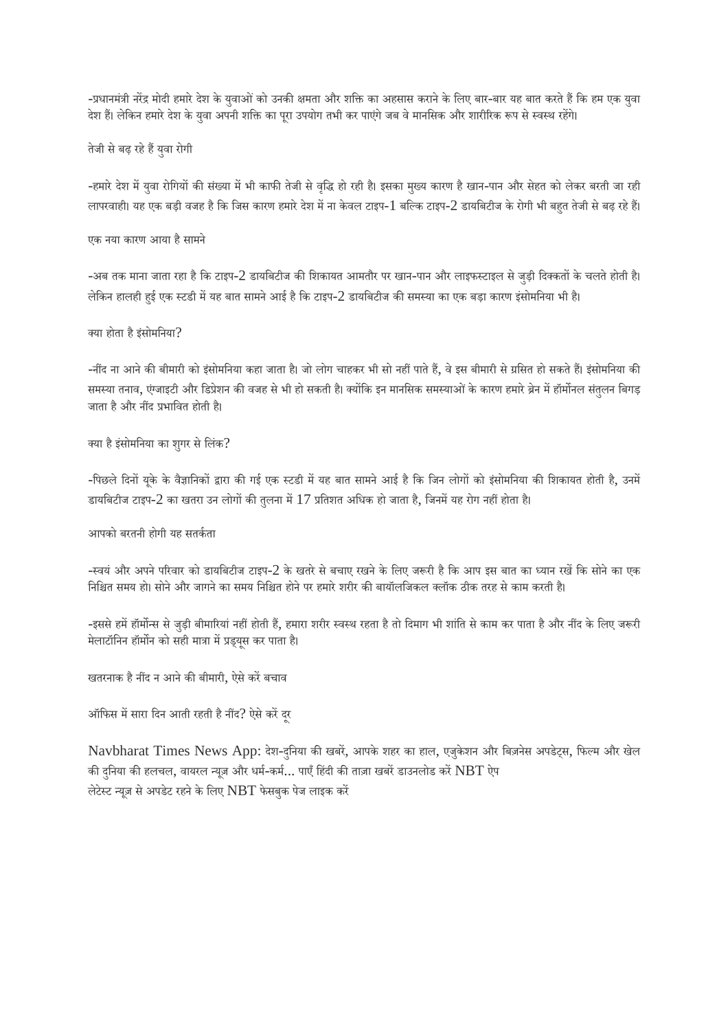-प्रधानमंत्री नरेंद्र मोदी हमारे देश के युवाओं को उनकी क्षमता और शक्ति का अहसास कराने के लिए बार-बार यह बात करते हैं कि हम एक युवा देश हैं। लेकिन हमारे देश के युवा अपनी शक्ति का पूरा उपयोग तभी कर पाएंगे जब वे मानसिक और शारीरिक रूप से स्वस्थ रहेंगे।

तेजी से बढ़ रहे हैं युवा रोगी

-हमारे देश में युवा रोगियों की संख्या में भी काफी तेजी से वृद्धि हो रही है। इसका मुख्य कारण है खान-पान और सेहत को लेकर बरती जा रही लापरवाही। यह एक बड़ी वजह है कि जिस कारण हमारे देश में ना केवल टाइप-1 बल्कि टाइप-2 डायबिटीज के रोगी भी बहुत तेजी से बढ़ रहे हैं।

एक नया कारण आया है सामने

-अब तक माना जाता रहा है कि टाइप-2 डायबिटीज की शिकायत आमतौर पर खान-पान और लाइफस्टाइल से जुड़ी दिक्कतों के चलते होती है। लेकिन हालही हुई एक स्टडी में यह बात सामने आई है कि टाइप-2 डायबिटीज की समस्या का एक बड़ा कारण इंसोमनिया भी है।

क्या होता है इंसोमनिया?

-नींद ना आने की बीमारी को इंसोमनिया कहा जाता है। जो लोग चाहकर भी सो नहीं पाते हैं, वे इस बीमारी से ग्रसित हो सकते हैं। इंसोमनिया की समस्या तनाव, एंग्जाइटी और डिप्रेशन की वजह से भी हो सकती है। क्योंकि इन मानसिक समस्याओं के कारण हमारे ब्रेन में हॉर्मोनल संतुलन बिगड़ जाता है और नींद प्रभावित होती है।

क्या है इंसोमनिया का शुगर से लिंक?

-पिछले दिनों यूके के वैज्ञानिकों द्वारा की गई एक स्टडी में यह बात सामने आई है कि जिन लोगों को इंसोमनिया की शिकायत होती है, उनमें डायबिटीज टाइप-2 का खतरा उन लोगों की तुलना में 17 प्रतिशत अधिक हो जाता है, जिनमें यह रोग नहीं होता है।

आपको बरतनी होगी यह सतर्कता

-स्वयं और अपने परिवार को डायबिटीज टाइप-2 के खतरे से बचाए रखने के लिए जरूरी है कि आप इस बात का ध्यान रखें कि सोने का एक निश्चित समय हो। सोने और जागने का समय निश्चित होने पर हमारे शरीर की बायॉलजिकल क्लॉक ठीक तरह से काम करती है।

-इससे हमें हॉर्मोन्स से जुड़ी बीमारियां नहीं होती हैं, हमारा शरीर स्वस्थ रहता है तो दिमाग भी शांति से काम कर पाता है और नींद के लिए जरूरी मेलाटॉनिन हॉर्मोन को सही मात्रा में प्रड्यूस कर पाता है।

खतरनाक है नींद न आने की बीमारी, ऐसे करें बचाव

ऑफिस में सारा दिन आती रहती है नींद? ऐसे करें दूर

Navbharat Times News App: देश-दुनिया की खबरें, आपके शहर का हाल, एजुकेशन और बिज़नेस अपडेट्स, फिल्म और खेल की दुनिया की हलचल, वायरल न्यूज़ और धर्म-कर्म... पाएँ हिंदी की ताज़ा खबरें डाउनलोड करें NBT ऐप
लेटेस्ट न्यूज़ से अपडेट रहने के लिए NBT फेसबुक पेज लाइक करें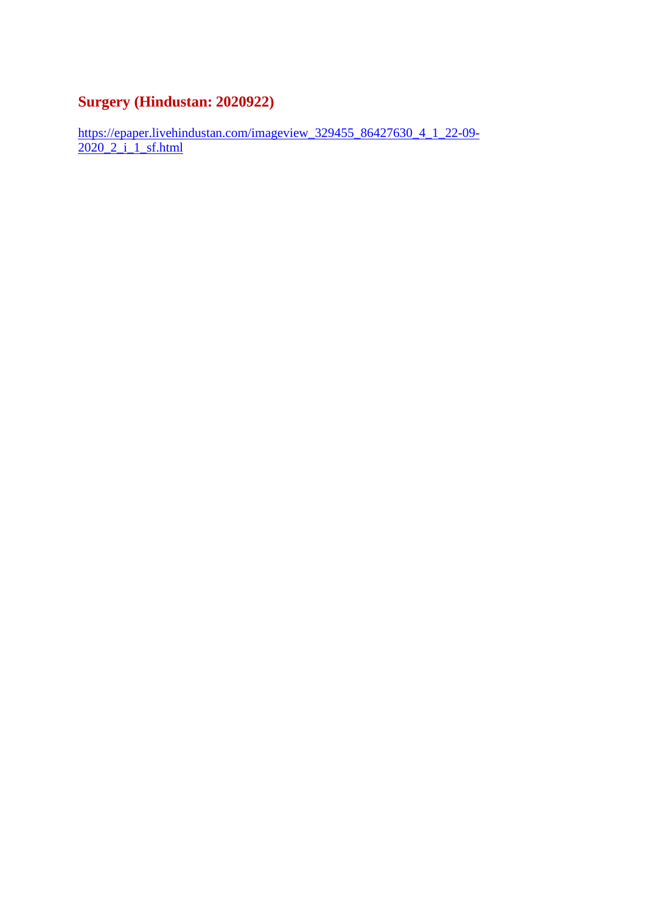## Surgery (Hindustan: 2020922)

https://epaper.livehindustan.com/imageview_329455_86427630_4_1_22-09-2020_2_i_1_sf.html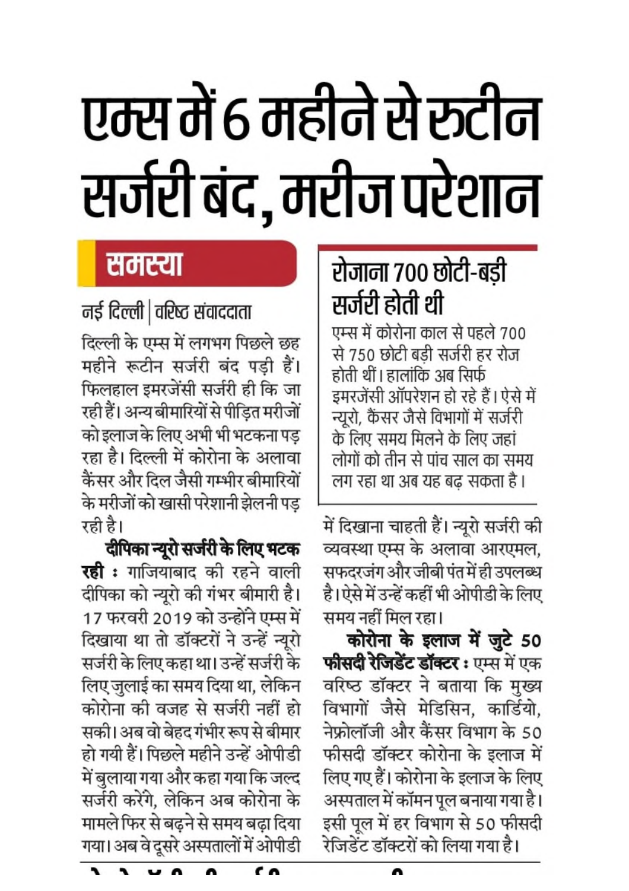# एम्स में 6 महीने से रुटीन सर्जरी बंद, मरीज परेशान

## समस्या

नई दिल्ली | वरिष्ठ संवाददाता

दिल्ली के एम्स में लगभग पिछले छह महीने रूटीन सर्जरी बंद पड़ी हैं। फिलहाल इमरजेंसी सर्जरी ही कि जा रही हैं। अन्य बीमारियों से पीड़ित मरीजों को इलाज के लिए अभी भी भटकना पड़ रहा है। दिल्ली में कोरोना के अलावा कैंसर और दिल जैसी गम्भीर बीमारियों के मरीजों को खासी परेशानी झेलनी पड़ रही है।

**दीपिका न्यूरो सर्जरी के लिए भटक रही :** गाजियाबाद की रहने वाली दीपिका को न्यूरो की गंभर बीमारी है। 17 फरवरी 2019 को उन्होंने एम्स में दिखाया था तो डॉक्टरों ने उन्हें न्यूरो सर्जरी के लिए कहा था। उन्हें सर्जरी के लिए जुलाई का समय दिया था, लेकिन कोरोना की वजह से सर्जरी नहीं हो सकी। अब वो बेहद गंभीर रूप से बीमार हो गयी हैं। पिछले महीने उन्हें ओपीडी में बुलाया गया और कहा गया कि जल्द सर्जरी करेंगे, लेकिन अब कोरोना के मामले फिर से बढ़ने से समय बढ़ा दिया गया। अब वे दूसरे अस्पतालों में ओपीडी में दिखाना चाहती हैं। न्यूरो सर्जरी की व्यवस्था एम्स के अलावा आरएमल, सफदरजंग और जीबी पंत में ही उपलब्ध है। ऐसे में उन्हें कहीं भी ओपीडी के लिए समय नहीं मिल रहा।

### रोजाना 700 छोटी-बड़ी सर्जरी होती थी

एम्स में कोरोना काल से पहले 700 से 750 छोटी बड़ी सर्जरी हर रोज होती थीं। हालांकि अब सिर्फ इमरजेंसी ऑपरेशन हो रहे हैं। ऐसे में न्यूरो, कैंसर जैसे विभागों में सर्जरी के लिए समय मिलने के लिए जहां लोगों को तीन से पांच साल का समय लग रहा था अब यह बढ़ सकता है।

**कोरोना के इलाज में जुटे 50 फीसदी रेजिडेंट डॉक्टर :** एम्स में एक वरिष्ठ डॉक्टर ने बताया कि मुख्य विभागों जैसे मेडिसिन, कार्डियो, नेफ्रोलॉजी और कैंसर विभाग के 50 फीसदी डॉक्टर कोरोना के इलाज में लिए गए हैं। कोरोना के इलाज के लिए अस्पताल में कॉमन पूल बनाया गया है। इसी पूल में हर विभाग से 50 फीसदी रेजिडेंट डॉक्टरों को लिया गया है।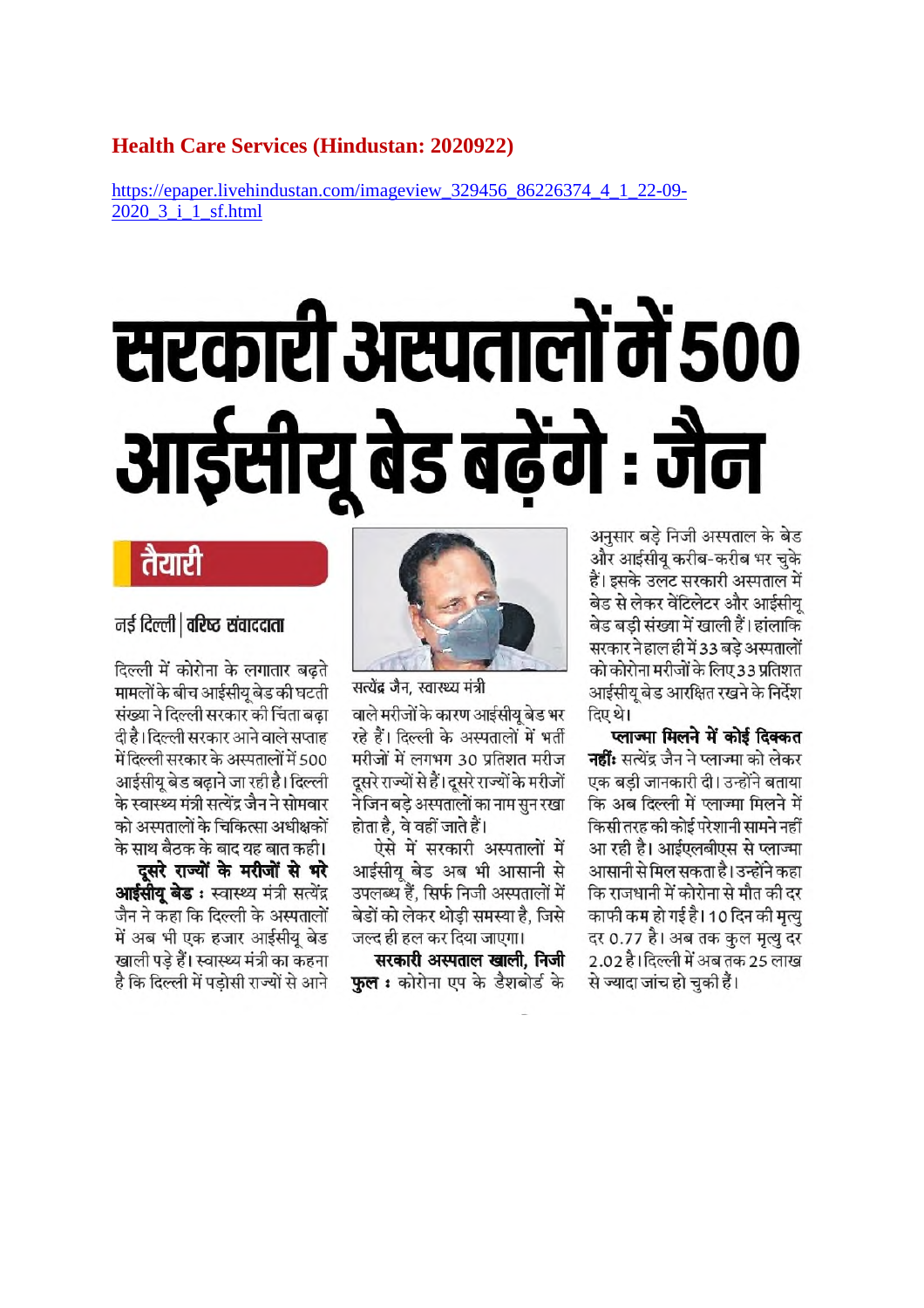**Health Care Services (Hindustan: 2020922)**

https://epaper.livehindustan.com/imageview_329456_86226374_4_1_22-09-2020_3_i_1_sf.html

# सरकारी अस्पतालों में 500 आईसीयू बेड बढ़ेंगे : जैन

**तैयारी**

नई दिल्ली | वरिष्ठ संवाददाता

दिल्ली में कोरोना के लगातार बढ़ते मामलों के बीच आईसीयू बेड की घटती संख्या ने दिल्ली सरकार की चिंता बढ़ा दी है। दिल्ली सरकार आने वाले सप्ताह में दिल्ली सरकार के अस्पतालों में 500 आईसीयू बेड बढ़ाने जा रही है। दिल्ली के स्वास्थ्य मंत्री सत्येंद्र जैन ने सोमवार को अस्पतालों के चिकित्सा अधीक्षकों के साथ बैठक के बाद यह बात कही।

**दूसरे राज्यों के मरीजों से भरे आईसीयू बेड :** स्वास्थ्य मंत्री सत्येंद्र जैन ने कहा कि दिल्ली के अस्पतालों में अब भी एक हजार आईसीयू बेड खाली पड़े हैं। स्वास्थ्य मंत्री का कहना है कि दिल्ली में पड़ोसी राज्यों से आने वाले मरीजों के कारण आईसीयू बेड भर रहे हैं। दिल्ली के अस्पतालों में भर्ती मरीजों में लगभग 30 प्रतिशत मरीज दूसरे राज्यों से हैं। दूसरे राज्यों के मरीजों ने जिन बड़े अस्पतालों का नाम सुन रखा होता है, वे वहीं जाते हैं।

सत्येंद्र जैन, स्वास्थ्य मंत्री

ऐसे में सरकारी अस्पतालों में आईसीयू बेड अब भी आसानी से उपलब्ध हैं, सिर्फ निजी अस्पतालों में बेडों को लेकर थोड़ी समस्या है, जिसे जल्द ही हल कर दिया जाएगा।

**सरकारी अस्पताल खाली, निजी फुल :** कोरोना एप के डैशबोर्ड के अनुसार बड़े निजी अस्पताल के बेड और आईसीयू करीब-करीब भर चुके हैं। इसके उलट सरकारी अस्पताल में बेड से लेकर वेंटिलेटर और आईसीयू बेड बड़ी संख्या में खाली हैं। हांलाकि सरकार ने हाल ही में 33 बड़े अस्पतालों को कोरोना मरीजों के लिए 33 प्रतिशत आईसीयू बेड आरक्षित रखने के निर्देश दिए थे।

**प्लाज्मा मिलने में कोई दिक्कत नहीं:** सत्येंद्र जैन ने प्लाज्मा को लेकर एक बड़ी जानकारी दी। उन्होंने बताया कि अब दिल्ली में प्लाज्मा मिलने में किसी तरह की कोई परेशानी सामने नहीं आ रही है। आईएलबीएस से प्लाज्मा आसानी से मिल सकता है। उन्होंने कहा कि राजधानी में कोरोना से मौत की दर काफी कम हो गई है। 10 दिन की मृत्यु दर 0.77 है। अब तक कुल मृत्यु दर 2.02 है। दिल्ली में अब तक 25 लाख से ज्यादा जांच हो चुकी हैं।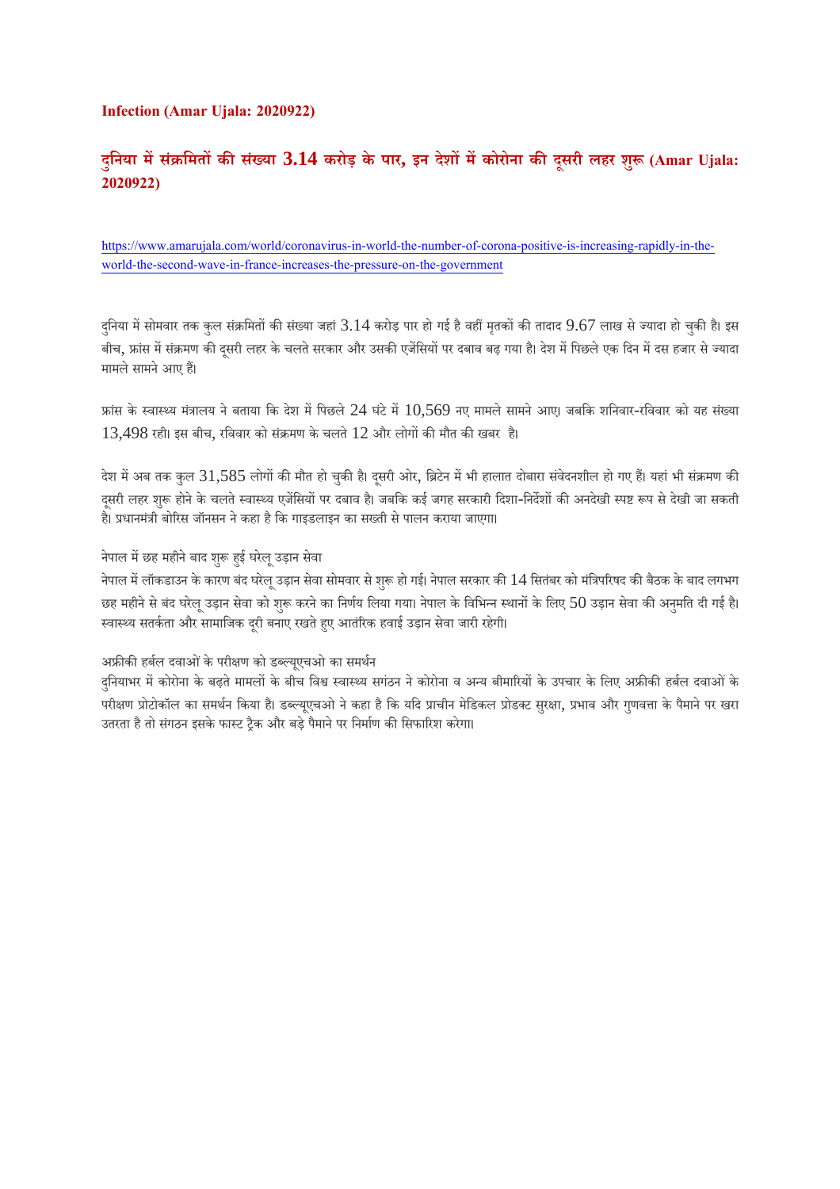**Infection (Amar Ujala: 2020922)**

## दुनिया में संक्रमितों की संख्या 3.14 करोड़ के पार, इन देशों में कोरोना की दूसरी लहर शुरू (Amar Ujala: 2020922)

https://www.amarujala.com/world/coronavirus-in-world-the-number-of-corona-positive-is-increasing-rapidly-in-the-world-the-second-wave-in-france-increases-the-pressure-on-the-government

दुनिया में सोमवार तक कुल संक्रमितों की संख्या जहां 3.14 करोड़ पार हो गई है वहीं मृतकों की तादाद 9.67 लाख से ज्यादा हो चुकी है। इस बीच, फ्रांस में संक्रमण की दूसरी लहर के चलते सरकार और उसकी एजेंसियों पर दबाव बढ़ गया है। देश में पिछले एक दिन में दस हजार से ज्यादा मामले सामने आए हैं।

फ्रांस के स्वास्थ्य मंत्रालय ने बताया कि देश में पिछले 24 घंटे में 10,569 नए मामले सामने आए। जबकि शनिवार-रविवार को यह संख्या 13,498 रही। इस बीच, रविवार को संक्रमण के चलते 12 और लोगों की मौत की खबर है।

देश में अब तक कुल 31,585 लोगों की मौत हो चुकी है। दूसरी ओर, ब्रिटेन में भी हालात दोबारा संवेदनशील हो गए हैं। यहां भी संक्रमण की दूसरी लहर शुरू होने के चलते स्वास्थ्य एजेंसियों पर दबाव है। जबकि कई जगह सरकारी दिशा-निर्देशों की अनदेखी स्पष्ट रूप से देखी जा सकती है। प्रधानमंत्री बोरिस जॉनसन ने कहा है कि गाइडलाइन का सख्ती से पालन कराया जाएगा।

नेपाल में छह महीने बाद शुरू हुई घरेलू उड़ान सेवा

नेपाल में लॉकडाउन के कारण बंद घरेलू उड़ान सेवा सोमवार से शुरू हो गई। नेपाल सरकार की 14 सितंबर को मंत्रिपरिषद की बैठक के बाद लगभग छह महीने से बंद घरेलू उड़ान सेवा को शुरू करने का निर्णय लिया गया। नेपाल के विभिन्न स्थानों के लिए 50 उड़ान सेवा की अनुमति दी गई है। स्वास्थ्य सतर्कता और सामाजिक दूरी बनाए रखते हुए आतंरिक हवाई उड़ान सेवा जारी रहेगी।

अफ्रीकी हर्बल दवाओं के परीक्षण को डब्ल्यूएचओ का समर्थन

दुनियाभर में कोरोना के बढ़ते मामलों के बीच विश्व स्वास्थ्य सगंठन ने कोरोना व अन्य बीमारियों के उपचार के लिए अफ्रीकी हर्बल दवाओं के परीक्षण प्रोटोकॉल का समर्थन किया है। डब्ल्यूएचओ ने कहा है कि यदि प्राचीन मेडिकल प्रोडक्ट सुरक्षा, प्रभाव और गुणवत्ता के पैमाने पर खरा उतरता है तो संगठन इसके फास्ट ट्रैक और बड़े पैमाने पर निर्माण की सिफारिश करेगा।